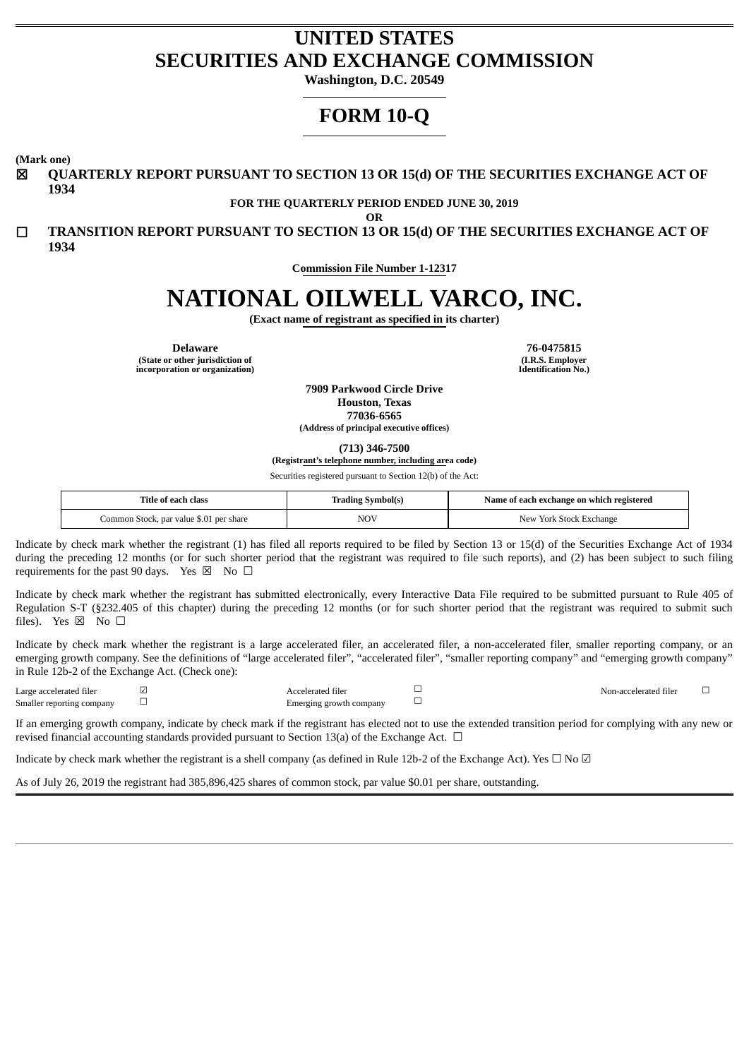# UNITED STATES
# SECURITIES AND EXCHANGE COMMISSION

**Washington, D.C. 20549**

# FORM 10-Q

**(Mark one)**

☒ **QUARTERLY REPORT PURSUANT TO SECTION 13 OR 15(d) OF THE SECURITIES EXCHANGE ACT OF 1934**

**FOR THE QUARTERLY PERIOD ENDED JUNE 30, 2019**

**OR**

☐ **TRANSITION REPORT PURSUANT TO SECTION 13 OR 15(d) OF THE SECURITIES EXCHANGE ACT OF 1934**

**Commission File Number 1-12317**

# NATIONAL OILWELL VARCO, INC.

**(Exact name of registrant as specified in its charter)**

| **Delaware** | **76-0475815** |
|---|---|
| **(State or other jurisdiction of incorporation or organization)** | **(I.R.S. Employer Identification No.)** |

**7909 Parkwood Circle Drive**
**Houston, Texas**
**77036-6565**
**(Address of principal executive offices)**

**(713) 346-7500**
**(Registrant's telephone number, including area code)**

Securities registered pursuant to Section 12(b) of the Act:

| Title of each class | Trading Symbol(s) | Name of each exchange on which registered |
|---|---|---|
| Common Stock, par value $.01 per share | NOV | New York Stock Exchange |

Indicate by check mark whether the registrant (1) has filed all reports required to be filed by Section 13 or 15(d) of the Securities Exchange Act of 1934 during the preceding 12 months (or for such shorter period that the registrant was required to file such reports), and (2) has been subject to such filing requirements for the past 90 days. Yes ☒ No ☐

Indicate by check mark whether the registrant has submitted electronically, every Interactive Data File required to be submitted pursuant to Rule 405 of Regulation S-T (§232.405 of this chapter) during the preceding 12 months (or for such shorter period that the registrant was required to submit such files). Yes ☒ No ☐

Indicate by check mark whether the registrant is a large accelerated filer, an accelerated filer, a non-accelerated filer, smaller reporting company, or an emerging growth company. See the definitions of "large accelerated filer", "accelerated filer", "smaller reporting company" and "emerging growth company" in Rule 12b-2 of the Exchange Act. (Check one):

| | | | | | |
|---|---|---|---|---|---|
| Large accelerated filer | ☑ | Accelerated filer | ☐ | Non-accelerated filer | ☐ |
| Smaller reporting company | ☐ | Emerging growth company | ☐ | | |

If an emerging growth company, indicate by check mark if the registrant has elected not to use the extended transition period for complying with any new or revised financial accounting standards provided pursuant to Section 13(a) of the Exchange Act. ☐

Indicate by check mark whether the registrant is a shell company (as defined in Rule 12b-2 of the Exchange Act). Yes ☐ No ☑

As of July 26, 2019 the registrant had 385,896,425 shares of common stock, par value $0.01 per share, outstanding.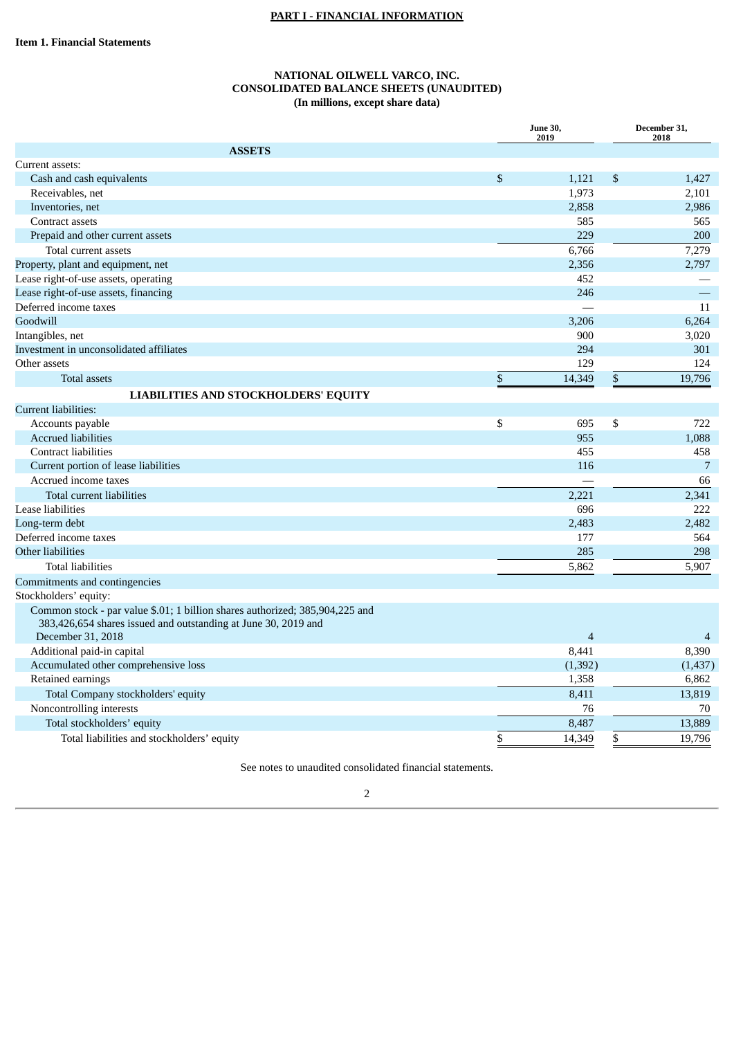## PART I - FINANCIAL INFORMATION

### Item 1. Financial Statements

**NATIONAL OILWELL VARCO, INC.**
**CONSOLIDATED BALANCE SHEETS (UNAUDITED)**
**(In millions, except share data)**

| | June 30, 2019 | December 31, 2018 |
|---|---|---|
| **ASSETS** | | |
| Current assets: | | |
| Cash and cash equivalents | $ 1,121 | $ 1,427 |
| Receivables, net | 1,973 | 2,101 |
| Inventories, net | 2,858 | 2,986 |
| Contract assets | 585 | 565 |
| Prepaid and other current assets | 229 | 200 |
| Total current assets | 6,766 | 7,279 |
| Property, plant and equipment, net | 2,356 | 2,797 |
| Lease right-of-use assets, operating | 452 | — |
| Lease right-of-use assets, financing | 246 | — |
| Deferred income taxes | — | 11 |
| Goodwill | 3,206 | 6,264 |
| Intangibles, net | 900 | 3,020 |
| Investment in unconsolidated affiliates | 294 | 301 |
| Other assets | 129 | 124 |
| Total assets | $ 14,349 | $ 19,796 |
| **LIABILITIES AND STOCKHOLDERS' EQUITY** | | |
| Current liabilities: | | |
| Accounts payable | $ 695 | $ 722 |
| Accrued liabilities | 955 | 1,088 |
| Contract liabilities | 455 | 458 |
| Current portion of lease liabilities | 116 | 7 |
| Accrued income taxes | — | 66 |
| Total current liabilities | 2,221 | 2,341 |
| Lease liabilities | 696 | 222 |
| Long-term debt | 2,483 | 2,482 |
| Deferred income taxes | 177 | 564 |
| Other liabilities | 285 | 298 |
| Total liabilities | 5,862 | 5,907 |
| Commitments and contingencies | | |
| Stockholders' equity: | | |
| Common stock - par value $.01; 1 billion shares authorized; 385,904,225 and 383,426,654 shares issued and outstanding at June 30, 2019 and December 31, 2018 | 4 | 4 |
| Additional paid-in capital | 8,441 | 8,390 |
| Accumulated other comprehensive loss | (1,392) | (1,437) |
| Retained earnings | 1,358 | 6,862 |
| Total Company stockholders' equity | 8,411 | 13,819 |
| Noncontrolling interests | 76 | 70 |
| Total stockholders' equity | 8,487 | 13,889 |
| Total liabilities and stockholders' equity | $ 14,349 | $ 19,796 |

See notes to unaudited consolidated financial statements.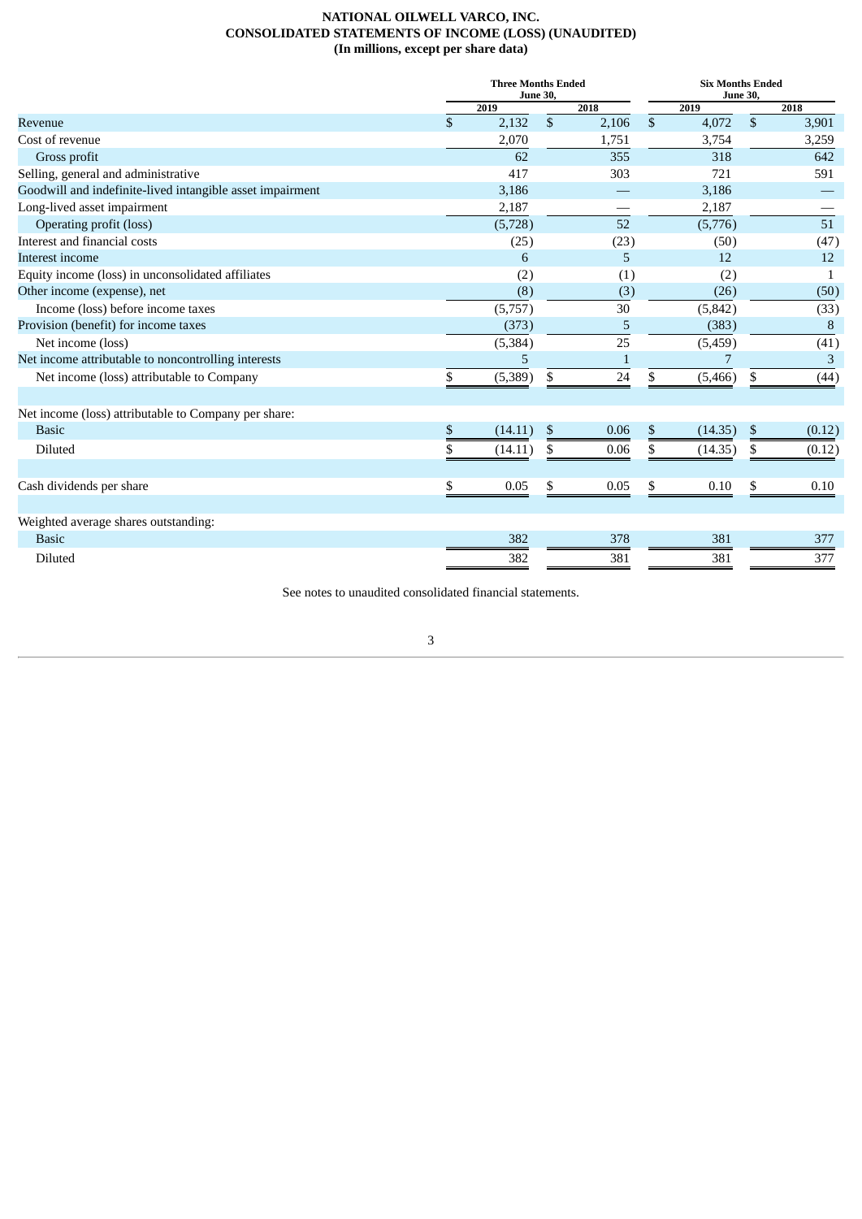# NATIONAL OILWELL VARCO, INC.
## CONSOLIDATED STATEMENTS OF INCOME (LOSS) (UNAUDITED)
### (In millions, except per share data)

| | Three Months Ended June 30, | | Six Months Ended June 30, | |
|---|---|---|---|---|
| | 2019 | 2018 | 2019 | 2018 |
| Revenue | $ 2,132 | $ 2,106 | $ 4,072 | $ 3,901 |
| Cost of revenue | 2,070 | 1,751 | 3,754 | 3,259 |
| Gross profit | 62 | 355 | 318 | 642 |
| Selling, general and administrative | 417 | 303 | 721 | 591 |
| Goodwill and indefinite-lived intangible asset impairment | 3,186 | — | 3,186 | — |
| Long-lived asset impairment | 2,187 | — | 2,187 | — |
| Operating profit (loss) | (5,728) | 52 | (5,776) | 51 |
| Interest and financial costs | (25) | (23) | (50) | (47) |
| Interest income | 6 | 5 | 12 | 12 |
| Equity income (loss) in unconsolidated affiliates | (2) | (1) | (2) | 1 |
| Other income (expense), net | (8) | (3) | (26) | (50) |
| Income (loss) before income taxes | (5,757) | 30 | (5,842) | (33) |
| Provision (benefit) for income taxes | (373) | 5 | (383) | 8 |
| Net income (loss) | (5,384) | 25 | (5,459) | (41) |
| Net income attributable to noncontrolling interests | 5 | 1 | 7 | 3 |
| Net income (loss) attributable to Company | $ (5,389) | $ 24 | $ (5,466) | $ (44) |
| | | | | |
| Net income (loss) attributable to Company per share: | | | | |
| Basic | $ (14.11) | $ 0.06 | $ (14.35) | $ (0.12) |
| Diluted | $ (14.11) | $ 0.06 | $ (14.35) | $ (0.12) |
| | | | | |
| Cash dividends per share | $ 0.05 | $ 0.05 | $ 0.10 | $ 0.10 |
| | | | | |
| Weighted average shares outstanding: | | | | |
| Basic | 382 | 378 | 381 | 377 |
| Diluted | 382 | 381 | 381 | 377 |

See notes to unaudited consolidated financial statements.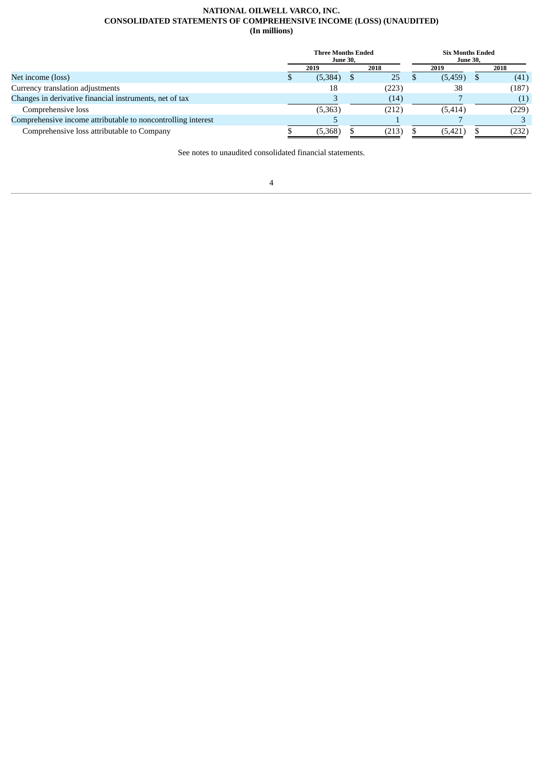# NATIONAL OILWELL VARCO, INC.
## CONSOLIDATED STATEMENTS OF COMPREHENSIVE INCOME (LOSS) (UNAUDITED)
### (In millions)

| | Three Months Ended June 30, | | Six Months Ended June 30, | |
|---|---|---|---|---|
| | 2019 | 2018 | 2019 | 2018 |
| Net income (loss) | $ (5,384) | $ 25 | $ (5,459) | $ (41) |
| Currency translation adjustments | 18 | (223) | 38 | (187) |
| Changes in derivative financial instruments, net of tax | 3 | (14) | 7 | (1) |
| Comprehensive loss | (5,363) | (212) | (5,414) | (229) |
| Comprehensive income attributable to noncontrolling interest | 5 | 1 | 7 | 3 |
| Comprehensive loss attributable to Company | $ (5,368) | $ (213) | $ (5,421) | $ (232) |

See notes to unaudited consolidated financial statements.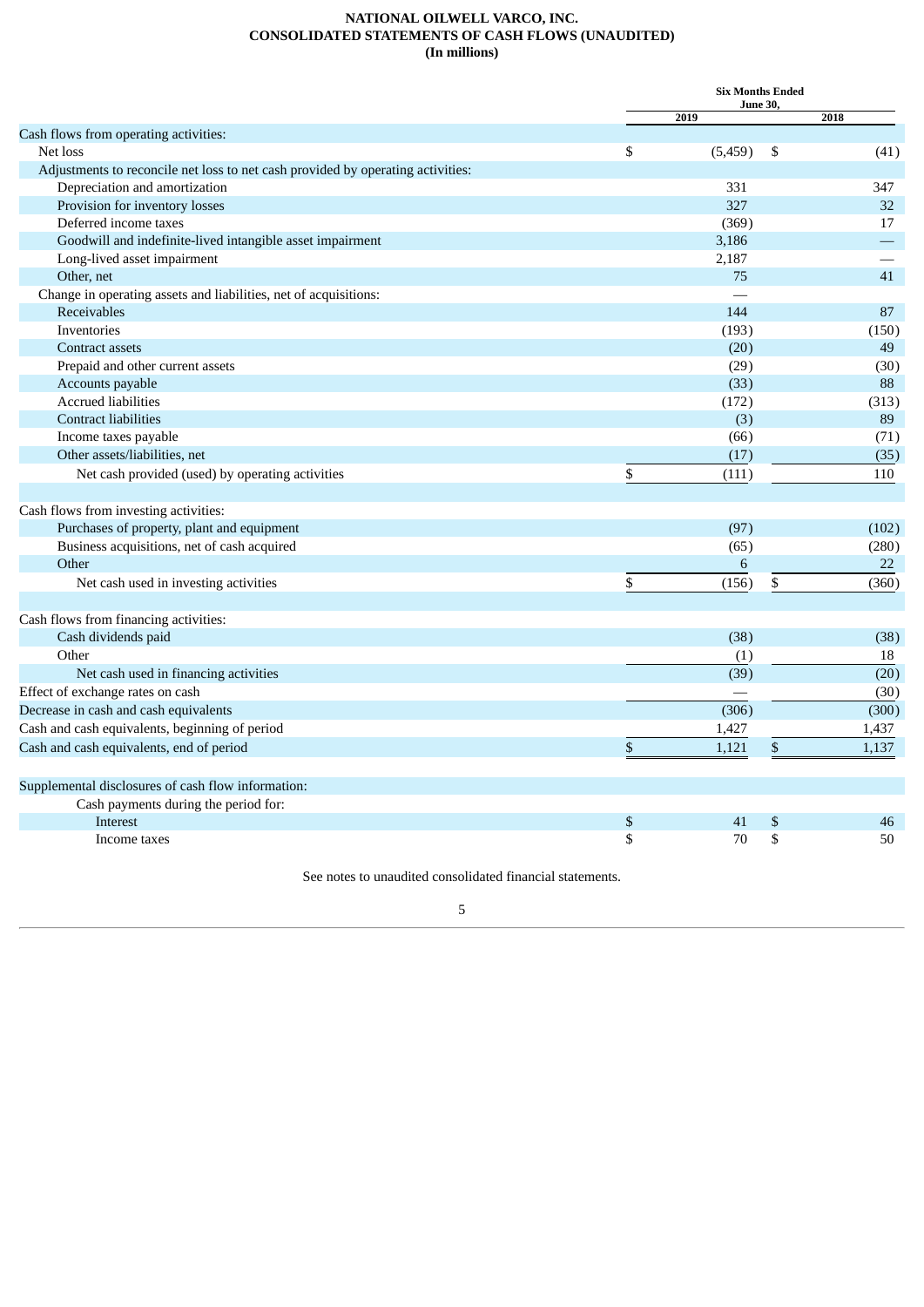# NATIONAL OILWELL VARCO, INC.
## CONSOLIDATED STATEMENTS OF CASH FLOWS (UNAUDITED)
### (In millions)

| | Six Months Ended June 30, | |
|---|---|---|
| | 2019 | 2018 |
| Cash flows from operating activities: | | |
| Net loss | $ (5,459) | $ (41) |
| Adjustments to reconcile net loss to net cash provided by operating activities: | | |
| Depreciation and amortization | 331 | 347 |
| Provision for inventory losses | 327 | 32 |
| Deferred income taxes | (369) | 17 |
| Goodwill and indefinite-lived intangible asset impairment | 3,186 | — |
| Long-lived asset impairment | 2,187 | — |
| Other, net | 75 | 41 |
| Change in operating assets and liabilities, net of acquisitions: | — | |
| Receivables | 144 | 87 |
| Inventories | (193) | (150) |
| Contract assets | (20) | 49 |
| Prepaid and other current assets | (29) | (30) |
| Accounts payable | (33) | 88 |
| Accrued liabilities | (172) | (313) |
| Contract liabilities | (3) | 89 |
| Income taxes payable | (66) | (71) |
| Other assets/liabilities, net | (17) | (35) |
| Net cash provided (used) by operating activities | $ (111) | 110 |
| | | |
| Cash flows from investing activities: | | |
| Purchases of property, plant and equipment | (97) | (102) |
| Business acquisitions, net of cash acquired | (65) | (280) |
| Other | 6 | 22 |
| Net cash used in investing activities | $ (156) | $ (360) |
| | | |
| Cash flows from financing activities: | | |
| Cash dividends paid | (38) | (38) |
| Other | (1) | 18 |
| Net cash used in financing activities | (39) | (20) |
| Effect of exchange rates on cash | — | (30) |
| Decrease in cash and cash equivalents | (306) | (300) |
| Cash and cash equivalents, beginning of period | 1,427 | 1,437 |
| Cash and cash equivalents, end of period | $ 1,121 | $ 1,137 |
| | | |
| Supplemental disclosures of cash flow information: | | |
| Cash payments during the period for: | | |
| Interest | $ 41 | $ 46 |
| Income taxes | $ 70 | $ 50 |

See notes to unaudited consolidated financial statements.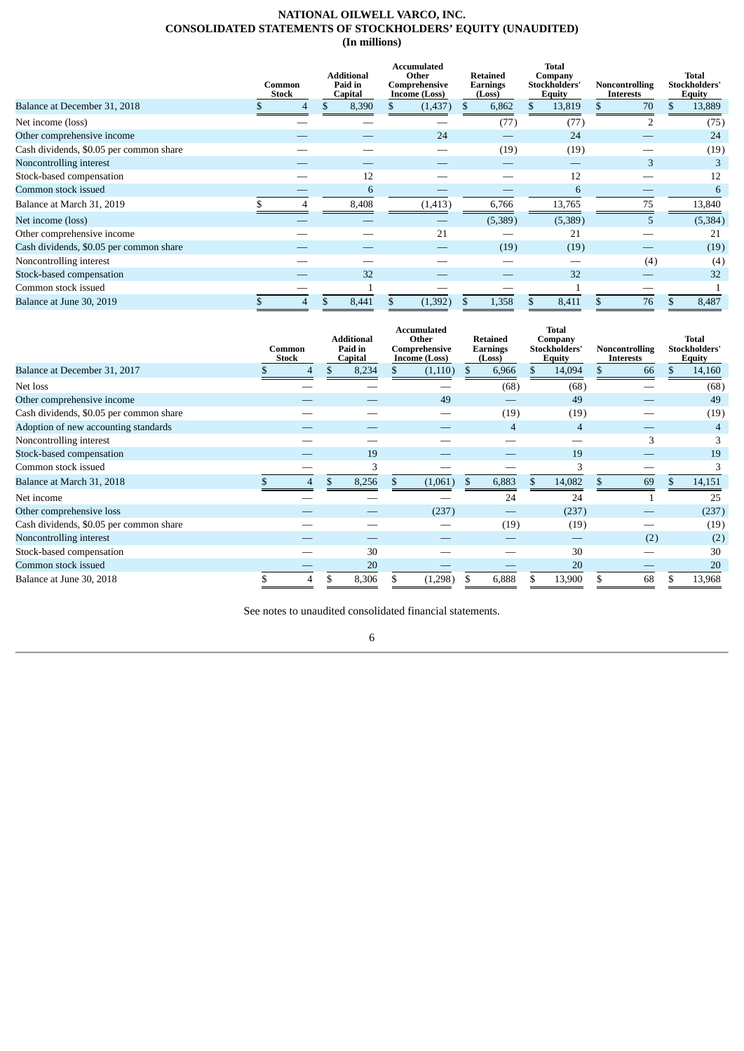# NATIONAL OILWELL VARCO, INC.
## CONSOLIDATED STATEMENTS OF STOCKHOLDERS' EQUITY (UNAUDITED)
### (In millions)

| | Common Stock | Additional Paid in Capital | Accumulated Other Comprehensive Income (Loss) | Retained Earnings (Loss) | Total Company Stockholders' Equity | Noncontrolling Interests | Total Stockholders' Equity |
|---|---|---|---|---|---|---|---|
| Balance at December 31, 2018 | $ 4 | $ 8,390 | $ (1,437) | $ 6,862 | $ 13,819 | $ 70 | $ 13,889 |
| Net income (loss) | — | — | — | (77) | (77) | 2 | (75) |
| Other comprehensive income | — | — | 24 | — | 24 | — | 24 |
| Cash dividends, $0.05 per common share | — | — | — | (19) | (19) | — | (19) |
| Noncontrolling interest | — | — | — | — | — | 3 | 3 |
| Stock-based compensation | — | 12 | — | — | 12 | — | 12 |
| Common stock issued | — | 6 | — | — | 6 | — | 6 |
| Balance at March 31, 2019 | $ 4 | 8,408 | (1,413) | 6,766 | 13,765 | 75 | 13,840 |
| Net income (loss) | — | — | — | (5,389) | (5,389) | 5 | (5,384) |
| Other comprehensive income | — | — | 21 | — | 21 | — | 21 |
| Cash dividends, $0.05 per common share | — | — | — | (19) | (19) | — | (19) |
| Noncontrolling interest | — | — | — | — | — | (4) | (4) |
| Stock-based compensation | — | 32 | — | — | 32 | — | 32 |
| Common stock issued | — | 1 | — | — | 1 | — | 1 |
| Balance at June 30, 2019 | $ 4 | $ 8,441 | $ (1,392) | $ 1,358 | $ 8,411 | $ 76 | $ 8,487 |

| | Common Stock | Additional Paid in Capital | Accumulated Other Comprehensive Income (Loss) | Retained Earnings (Loss) | Total Company Stockholders' Equity | Noncontrolling Interests | Total Stockholders' Equity |
|---|---|---|---|---|---|---|---|
| Balance at December 31, 2017 | $ 4 | $ 8,234 | $ (1,110) | $ 6,966 | $ 14,094 | $ 66 | $ 14,160 |
| Net loss | — | — | — | (68) | (68) | — | (68) |
| Other comprehensive income | — | — | 49 | — | 49 | — | 49 |
| Cash dividends, $0.05 per common share | — | — | — | (19) | (19) | — | (19) |
| Adoption of new accounting standards | — | — | — | 4 | 4 | — | 4 |
| Noncontrolling interest | — | — | — | — | — | 3 | 3 |
| Stock-based compensation | — | 19 | — | — | 19 | — | 19 |
| Common stock issued | — | 3 | — | — | 3 | — | 3 |
| Balance at March 31, 2018 | $ 4 | $ 8,256 | $ (1,061) | $ 6,883 | $ 14,082 | $ 69 | $ 14,151 |
| Net income | — | — | — | 24 | 24 | 1 | 25 |
| Other comprehensive loss | — | — | (237) | — | (237) | — | (237) |
| Cash dividends, $0.05 per common share | — | — | — | (19) | (19) | — | (19) |
| Noncontrolling interest | — | — | — | — | — | (2) | (2) |
| Stock-based compensation | — | 30 | — | — | 30 | — | 30 |
| Common stock issued | — | 20 | — | — | 20 | — | 20 |
| Balance at June 30, 2018 | $ 4 | $ 8,306 | $ (1,298) | $ 6,888 | $ 13,900 | $ 68 | $ 13,968 |

See notes to unaudited consolidated financial statements.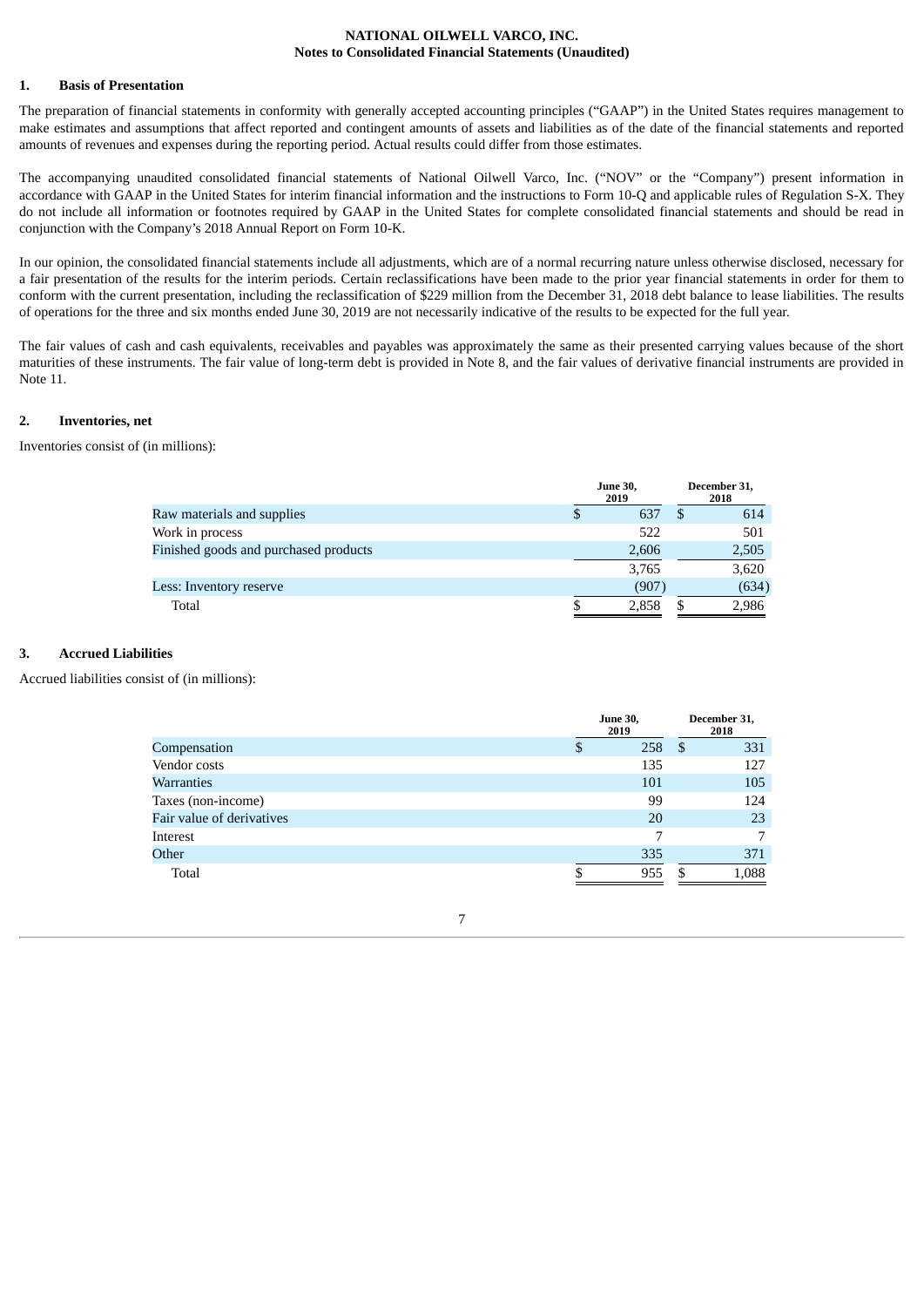**NATIONAL OILWELL VARCO, INC.**
**Notes to Consolidated Financial Statements (Unaudited)**

## 1. Basis of Presentation

The preparation of financial statements in conformity with generally accepted accounting principles ("GAAP") in the United States requires management to make estimates and assumptions that affect reported and contingent amounts of assets and liabilities as of the date of the financial statements and reported amounts of revenues and expenses during the reporting period. Actual results could differ from those estimates.

The accompanying unaudited consolidated financial statements of National Oilwell Varco, Inc. ("NOV" or the "Company") present information in accordance with GAAP in the United States for interim financial information and the instructions to Form 10-Q and applicable rules of Regulation S-X. They do not include all information or footnotes required by GAAP in the United States for complete consolidated financial statements and should be read in conjunction with the Company's 2018 Annual Report on Form 10-K.

In our opinion, the consolidated financial statements include all adjustments, which are of a normal recurring nature unless otherwise disclosed, necessary for a fair presentation of the results for the interim periods. Certain reclassifications have been made to the prior year financial statements in order for them to conform with the current presentation, including the reclassification of $229 million from the December 31, 2018 debt balance to lease liabilities. The results of operations for the three and six months ended June 30, 2019 are not necessarily indicative of the results to be expected for the full year.

The fair values of cash and cash equivalents, receivables and payables was approximately the same as their presented carrying values because of the short maturities of these instruments. The fair value of long-term debt is provided in Note 8, and the fair values of derivative financial instruments are provided in Note 11.

## 2. Inventories, net

Inventories consist of (in millions):

| | June 30, 2019 | December 31, 2018 |
|---|---|---|
| Raw materials and supplies | $ 637 | $ 614 |
| Work in process | 522 | 501 |
| Finished goods and purchased products | 2,606 | 2,505 |
| | 3,765 | 3,620 |
| Less: Inventory reserve | (907) | (634) |
| Total | $ 2,858 | $ 2,986 |

## 3. Accrued Liabilities

Accrued liabilities consist of (in millions):

| | June 30, 2019 | December 31, 2018 |
|---|---|---|
| Compensation | $ 258 | $ 331 |
| Vendor costs | 135 | 127 |
| Warranties | 101 | 105 |
| Taxes (non-income) | 99 | 124 |
| Fair value of derivatives | 20 | 23 |
| Interest | 7 | 7 |
| Other | 335 | 371 |
| Total | $ 955 | $ 1,088 |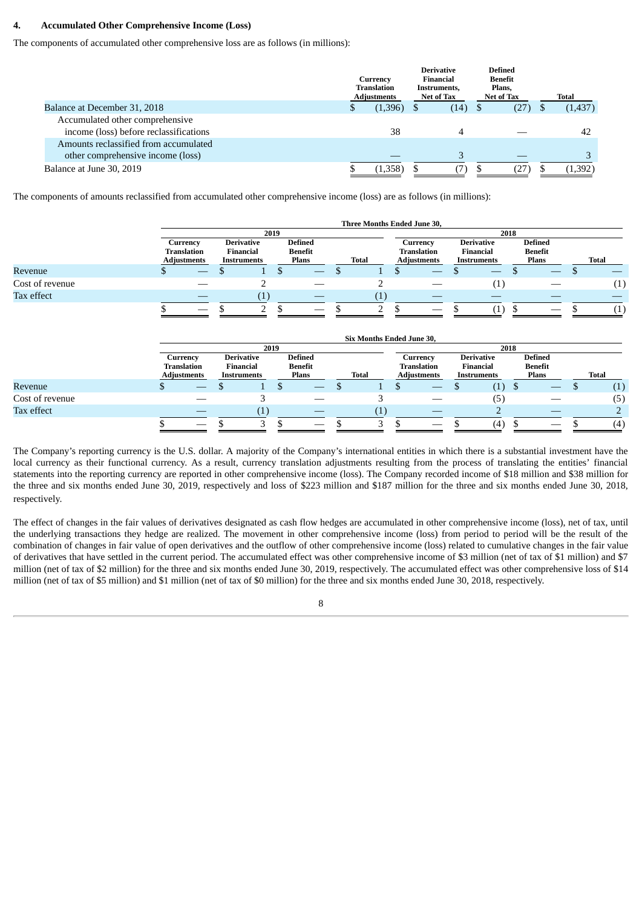### 4. Accumulated Other Comprehensive Income (Loss)

The components of accumulated other comprehensive loss are as follows (in millions):

| | Currency Translation Adjustments | Derivative Financial Instruments, Net of Tax | Defined Benefit Plans, Net of Tax | Total |
|---|---|---|---|---|
| Balance at December 31, 2018 | $ (1,396) | $ (14) | $ (27) | $ (1,437) |
| Accumulated other comprehensive income (loss) before reclassifications | 38 | 4 | — | 42 |
| Amounts reclassified from accumulated other comprehensive income (loss) | — | 3 | — | 3 |
| Balance at June 30, 2019 | $ (1,358) | $ (7) | $ (27) | $ (1,392) |

The components of amounts reclassified from accumulated other comprehensive income (loss) are as follows (in millions):

| | Three Months Ended June 30, | | | | | | | |
|---|---|---|---|---|---|---|---|---|
| | 2019 | | | | 2018 | | | |
| | Currency Translation Adjustments | Derivative Financial Instruments | Defined Benefit Plans | Total | Currency Translation Adjustments | Derivative Financial Instruments | Defined Benefit Plans | Total |
| Revenue | $ — | $ 1 | $ — | $ 1 | $ — | $ — | $ — | $ — |
| Cost of revenue | — | 2 | — | 2 | — | (1) | — | (1) |
| Tax effect | — | (1) | — | (1) | — | — | — | — |
| | $ — | $ 2 | $ — | $ 2 | $ — | $ (1) | $ — | $ (1) |

| | Six Months Ended June 30, | | | | | | | |
|---|---|---|---|---|---|---|---|---|
| | 2019 | | | | 2018 | | | |
| | Currency Translation Adjustments | Derivative Financial Instruments | Defined Benefit Plans | Total | Currency Translation Adjustments | Derivative Financial Instruments | Defined Benefit Plans | Total |
| Revenue | $ — | $ 1 | $ — | $ 1 | $ — | $ (1) | $ — | $ (1) |
| Cost of revenue | — | 3 | — | 3 | — | (5) | — | (5) |
| Tax effect | — | (1) | — | (1) | — | 2 | — | 2 |
| | $ — | $ 3 | $ — | $ 3 | $ — | $ (4) | $ — | $ (4) |

The Company's reporting currency is the U.S. dollar. A majority of the Company's international entities in which there is a substantial investment have the local currency as their functional currency. As a result, currency translation adjustments resulting from the process of translating the entities' financial statements into the reporting currency are reported in other comprehensive income (loss). The Company recorded income of $18 million and $38 million for the three and six months ended June 30, 2019, respectively and loss of $223 million and $187 million for the three and six months ended June 30, 2018, respectively.

The effect of changes in the fair values of derivatives designated as cash flow hedges are accumulated in other comprehensive income (loss), net of tax, until the underlying transactions they hedge are realized. The movement in other comprehensive income (loss) from period to period will be the result of the combination of changes in fair value of open derivatives and the outflow of other comprehensive income (loss) related to cumulative changes in the fair value of derivatives that have settled in the current period. The accumulated effect was other comprehensive income of $3 million (net of tax of $1 million) and $7 million (net of tax of $2 million) for the three and six months ended June 30, 2019, respectively. The accumulated effect was other comprehensive loss of $14 million (net of tax of $5 million) and $1 million (net of tax of $0 million) for the three and six months ended June 30, 2018, respectively.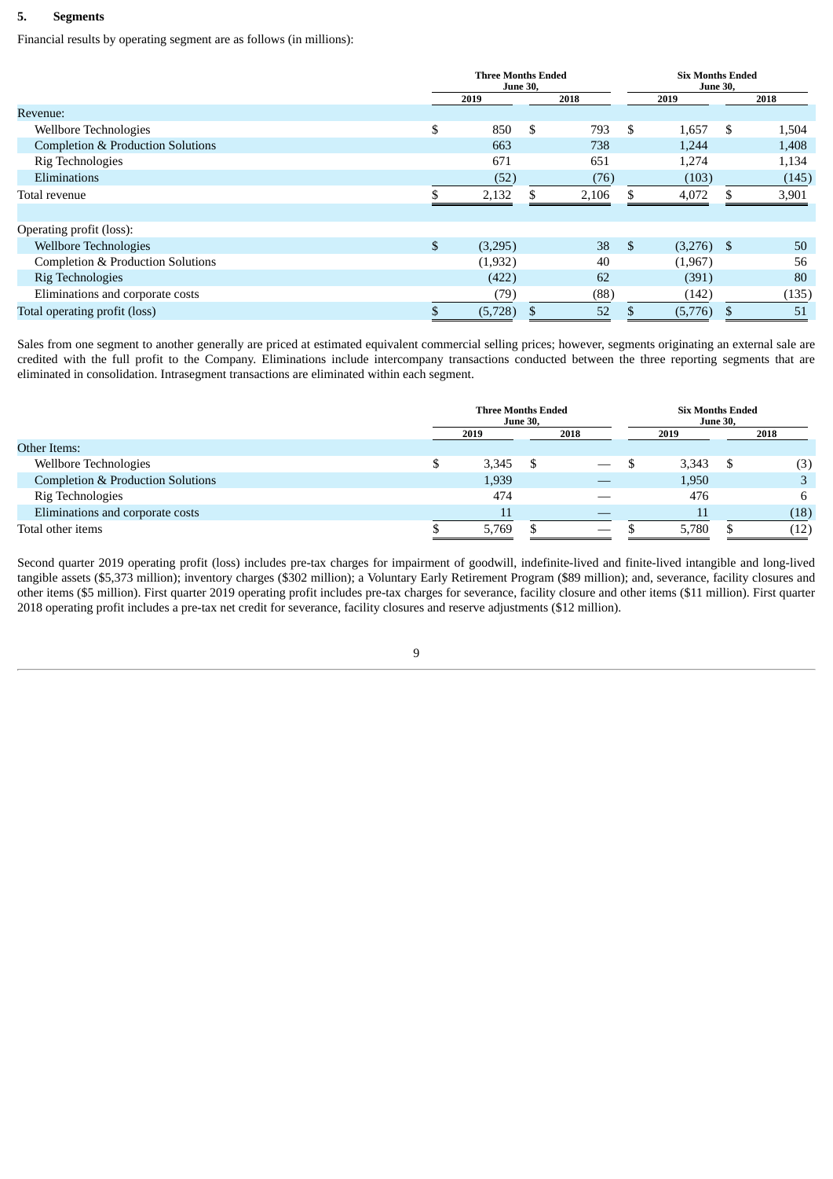### 5. Segments

Financial results by operating segment are as follows (in millions):

| | Three Months Ended June 30, | | Six Months Ended June 30, | |
|---|---|---|---|---|
| | 2019 | 2018 | 2019 | 2018 |
| Revenue: | | | | |
| Wellbore Technologies | $ 850 | $ 793 | $ 1,657 | $ 1,504 |
| Completion & Production Solutions | 663 | 738 | 1,244 | 1,408 |
| Rig Technologies | 671 | 651 | 1,274 | 1,134 |
| Eliminations | (52) | (76) | (103) | (145) |
| Total revenue | $ 2,132 | $ 2,106 | $ 4,072 | $ 3,901 |
| | | | | |
| Operating profit (loss): | | | | |
| Wellbore Technologies | $ (3,295) | 38 | $ (3,276) | $ 50 |
| Completion & Production Solutions | (1,932) | 40 | (1,967) | 56 |
| Rig Technologies | (422) | 62 | (391) | 80 |
| Eliminations and corporate costs | (79) | (88) | (142) | (135) |
| Total operating profit (loss) | $ (5,728) | $ 52 | $ (5,776) | $ 51 |

Sales from one segment to another generally are priced at estimated equivalent commercial selling prices; however, segments originating an external sale are credited with the full profit to the Company. Eliminations include intercompany transactions conducted between the three reporting segments that are eliminated in consolidation. Intrasegment transactions are eliminated within each segment.

| | Three Months Ended June 30, | | Six Months Ended June 30, | |
|---|---|---|---|---|
| | 2019 | 2018 | 2019 | 2018 |
| Other Items: | | | | |
| Wellbore Technologies | $ 3,345 | $ — | $ 3,343 | $ (3) |
| Completion & Production Solutions | 1,939 | — | 1,950 | 3 |
| Rig Technologies | 474 | — | 476 | 6 |
| Eliminations and corporate costs | 11 | — | 11 | (18) |
| Total other items | $ 5,769 | $ — | $ 5,780 | $ (12) |

Second quarter 2019 operating profit (loss) includes pre-tax charges for impairment of goodwill, indefinite-lived and finite-lived intangible and long-lived tangible assets ($5,373 million); inventory charges ($302 million); a Voluntary Early Retirement Program ($89 million); and, severance, facility closures and other items ($5 million). First quarter 2019 operating profit includes pre-tax charges for severance, facility closure and other items ($11 million). First quarter 2018 operating profit includes a pre-tax net credit for severance, facility closures and reserve adjustments ($12 million).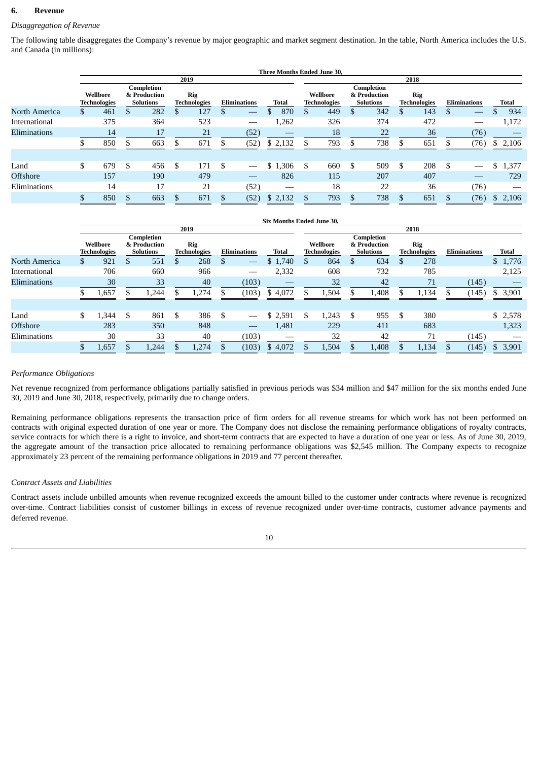## 6. Revenue

*Disaggregation of Revenue*

The following table disaggregates the Company's revenue by major geographic and market segment destination. In the table, North America includes the U.S. and Canada (in millions):

| | Three Months Ended June 30, | | | | | | | | | |
|---|---|---|---|---|---|---|---|---|---|---|
| | 2019 | | | | | 2018 | | | | |
| | Wellbore Technologies | Completion & Production Solutions | Rig Technologies | Eliminations | Total | Wellbore Technologies | Completion & Production Solutions | Rig Technologies | Eliminations | Total |
| North America | $ 461 | $ 282 | $ 127 | $ — | $ 870 | $ 449 | $ 342 | $ 143 | $ — | $ 934 |
| International | 375 | 364 | 523 | — | 1,262 | 326 | 374 | 472 | — | 1,172 |
| Eliminations | 14 | 17 | 21 | (52) | — | 18 | 22 | 36 | (76) | — |
| | $ 850 | $ 663 | $ 671 | $ (52) | $ 2,132 | $ 793 | $ 738 | $ 651 | $ (76) | $ 2,106 |
| | | | | | | | | | | |
| Land | $ 679 | $ 456 | $ 171 | $ — | $ 1,306 | $ 660 | $ 509 | $ 208 | $ — | $ 1,377 |
| Offshore | 157 | 190 | 479 | — | 826 | 115 | 207 | 407 | — | 729 |
| Eliminations | 14 | 17 | 21 | (52) | — | 18 | 22 | 36 | (76) | — |
| | $ 850 | $ 663 | $ 671 | $ (52) | $ 2,132 | $ 793 | $ 738 | $ 651 | $ (76) | $ 2,106 |

| | Six Months Ended June 30, | | | | | | | | | |
|---|---|---|---|---|---|---|---|---|---|---|
| | 2019 | | | | | 2018 | | | | |
| | Wellbore Technologies | Completion & Production Solutions | Rig Technologies | Eliminations | Total | Wellbore Technologies | Completion & Production Solutions | Rig Technologies | Eliminations | Total |
| North America | $ 921 | $ 551 | $ 268 | $ — | $ 1,740 | $ 864 | $ 634 | $ 278 | | $ 1,776 |
| International | 706 | 660 | 966 | — | 2,332 | 608 | 732 | 785 | | 2,125 |
| Eliminations | 30 | 33 | 40 | (103) | — | 32 | 42 | 71 | (145) | — |
| | $ 1,657 | $ 1,244 | $ 1,274 | $ (103) | $ 4,072 | $ 1,504 | $ 1,408 | $ 1,134 | $ (145) | $ 3,901 |
| | | | | | | | | | | |
| Land | $ 1,344 | $ 861 | $ 386 | $ — | $ 2,591 | $ 1,243 | $ 955 | $ 380 | | $ 2,578 |
| Offshore | 283 | 350 | 848 | — | 1,481 | 229 | 411 | 683 | | 1,323 |
| Eliminations | 30 | 33 | 40 | (103) | — | 32 | 42 | 71 | (145) | — |
| | $ 1,657 | $ 1,244 | $ 1,274 | $ (103) | $ 4,072 | $ 1,504 | $ 1,408 | $ 1,134 | $ (145) | $ 3,901 |

*Performance Obligations*

Net revenue recognized from performance obligations partially satisfied in previous periods was $34 million and $47 million for the six months ended June 30, 2019 and June 30, 2018, respectively, primarily due to change orders.

Remaining performance obligations represents the transaction price of firm orders for all revenue streams for which work has not been performed on contracts with original expected duration of one year or more. The Company does not disclose the remaining performance obligations of royalty contracts, service contracts for which there is a right to invoice, and short-term contracts that are expected to have a duration of one year or less. As of June 30, 2019, the aggregate amount of the transaction price allocated to remaining performance obligations was $2,545 million. The Company expects to recognize approximately 23 percent of the remaining performance obligations in 2019 and 77 percent thereafter.

*Contract Assets and Liabilities*

Contract assets include unbilled amounts when revenue recognized exceeds the amount billed to the customer under contracts where revenue is recognized over-time. Contract liabilities consist of customer billings in excess of revenue recognized under over-time contracts, customer advance payments and deferred revenue.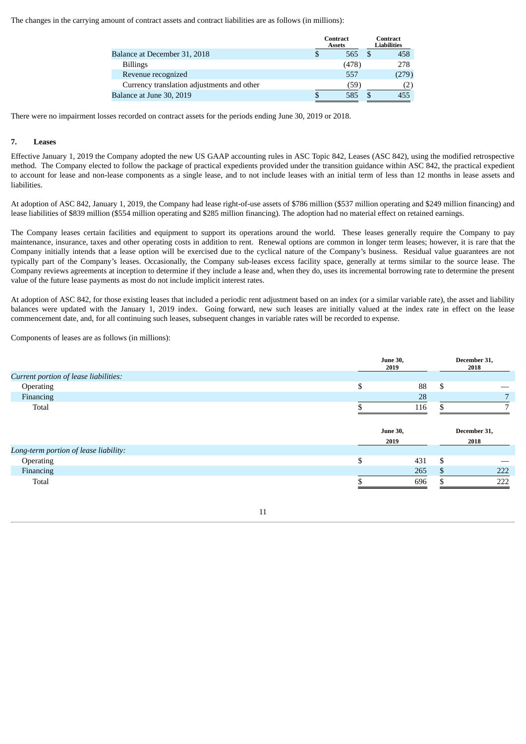The changes in the carrying amount of contract assets and contract liabilities are as follows (in millions):

| | Contract Assets | Contract Liabilities |
|---|---|---|
| Balance at December 31, 2018 | $ 565 | $ 458 |
| Billings | (478) | 278 |
| Revenue recognized | 557 | (279) |
| Currency translation adjustments and other | (59) | (2) |
| Balance at June 30, 2019 | $ 585 | $ 455 |

There were no impairment losses recorded on contract assets for the periods ending June 30, 2019 or 2018.

## 7. Leases

Effective January 1, 2019 the Company adopted the new US GAAP accounting rules in ASC Topic 842, Leases (ASC 842), using the modified retrospective method. The Company elected to follow the package of practical expedients provided under the transition guidance within ASC 842, the practical expedient to account for lease and non-lease components as a single lease, and to not include leases with an initial term of less than 12 months in lease assets and liabilities.

At adoption of ASC 842, January 1, 2019, the Company had lease right-of-use assets of $786 million ($537 million operating and $249 million financing) and lease liabilities of $839 million ($554 million operating and $285 million financing). The adoption had no material effect on retained earnings.

The Company leases certain facilities and equipment to support its operations around the world. These leases generally require the Company to pay maintenance, insurance, taxes and other operating costs in addition to rent. Renewal options are common in longer term leases; however, it is rare that the Company initially intends that a lease option will be exercised due to the cyclical nature of the Company's business. Residual value guarantees are not typically part of the Company's leases. Occasionally, the Company sub-leases excess facility space, generally at terms similar to the source lease. The Company reviews agreements at inception to determine if they include a lease and, when they do, uses its incremental borrowing rate to determine the present value of the future lease payments as most do not include implicit interest rates.

At adoption of ASC 842, for those existing leases that included a periodic rent adjustment based on an index (or a similar variable rate), the asset and liability balances were updated with the January 1, 2019 index. Going forward, new such leases are initially valued at the index rate in effect on the lease commencement date, and, for all continuing such leases, subsequent changes in variable rates will be recorded to expense.

Components of leases are as follows (in millions):

| | June 30, 2019 | December 31, 2018 |
|---|---|---|
| *Current portion of lease liabilities:* | | |
| Operating | $ 88 | $ — |
| Financing | 28 | 7 |
| Total | $ 116 | $ 7 |
| | **June 30, 2019** | **December 31, 2018** |
| *Long-term portion of lease liability:* | | |
| Operating | $ 431 | $ — |
| Financing | 265 | $ 222 |
| Total | $ 696 | $ 222 |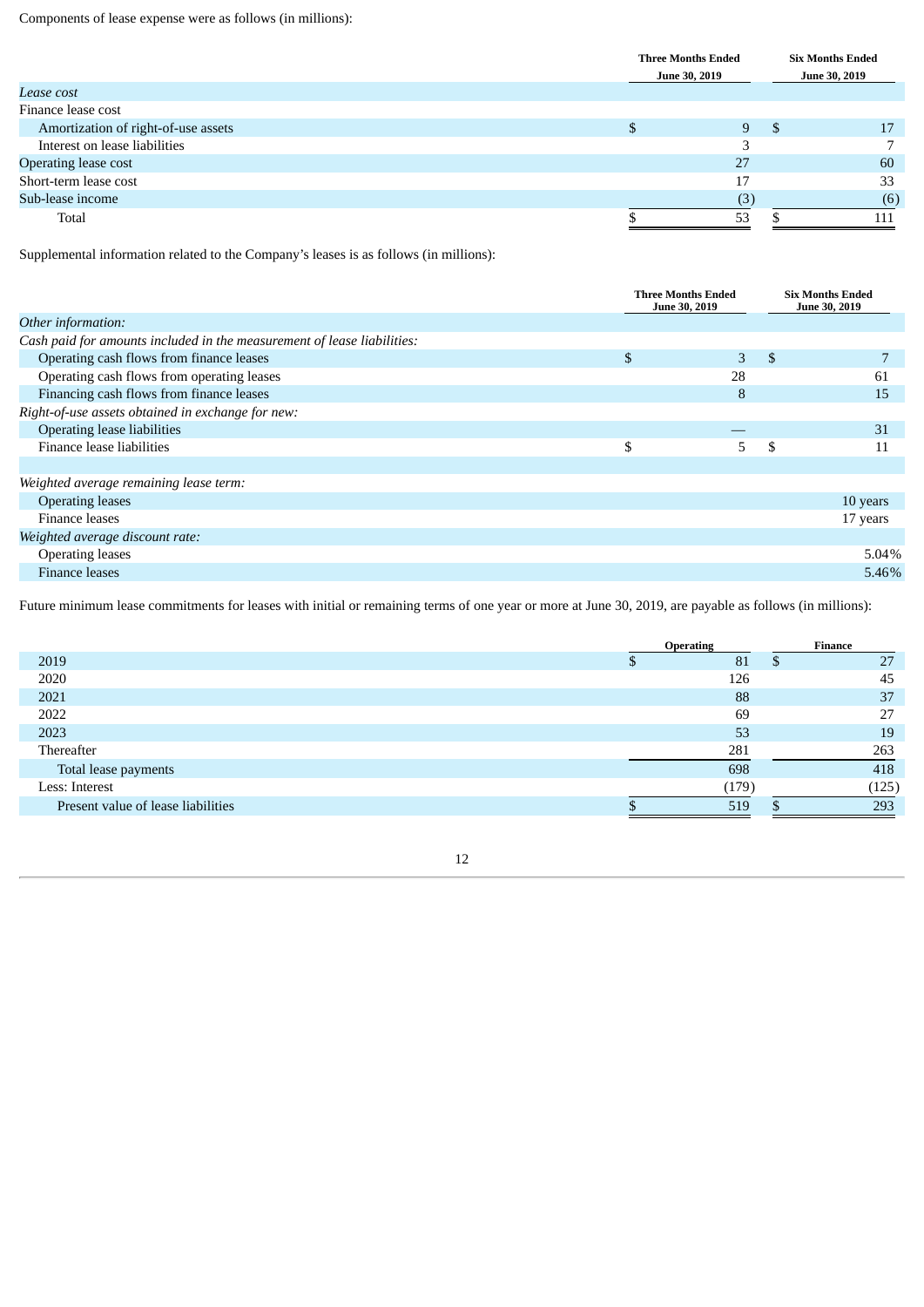Components of lease expense were as follows (in millions):

| | Three Months Ended June 30, 2019 | Six Months Ended June 30, 2019 |
|---|---|---|
| *Lease cost* | | |
| Finance lease cost | | |
| Amortization of right-of-use assets | $ 9 | $ 17 |
| Interest on lease liabilities | 3 | 7 |
| Operating lease cost | 27 | 60 |
| Short-term lease cost | 17 | 33 |
| Sub-lease income | (3) | (6) |
| Total | $ 53 | $ 111 |

Supplemental information related to the Company's leases is as follows (in millions):

| | Three Months Ended June 30, 2019 | Six Months Ended June 30, 2019 |
|---|---|---|
| *Other information:* | | |
| *Cash paid for amounts included in the measurement of lease liabilities:* | | |
| Operating cash flows from finance leases | $ 3 | $ 7 |
| Operating cash flows from operating leases | 28 | 61 |
| Financing cash flows from finance leases | 8 | 15 |
| *Right-of-use assets obtained in exchange for new:* | | |
| Operating lease liabilities | — | 31 |
| Finance lease liabilities | $ 5 | $ 11 |
| | | |
| *Weighted average remaining lease term:* | | |
| Operating leases | | 10 years |
| Finance leases | | 17 years |
| *Weighted average discount rate:* | | |
| Operating leases | | 5.04% |
| Finance leases | | 5.46% |

Future minimum lease commitments for leases with initial or remaining terms of one year or more at June 30, 2019, are payable as follows (in millions):

| | Operating | Finance |
|---|---|---|
| 2019 | $ 81 | $ 27 |
| 2020 | 126 | 45 |
| 2021 | 88 | 37 |
| 2022 | 69 | 27 |
| 2023 | 53 | 19 |
| Thereafter | 281 | 263 |
| Total lease payments | 698 | 418 |
| Less: Interest | (179) | (125) |
| Present value of lease liabilities | $ 519 | $ 293 |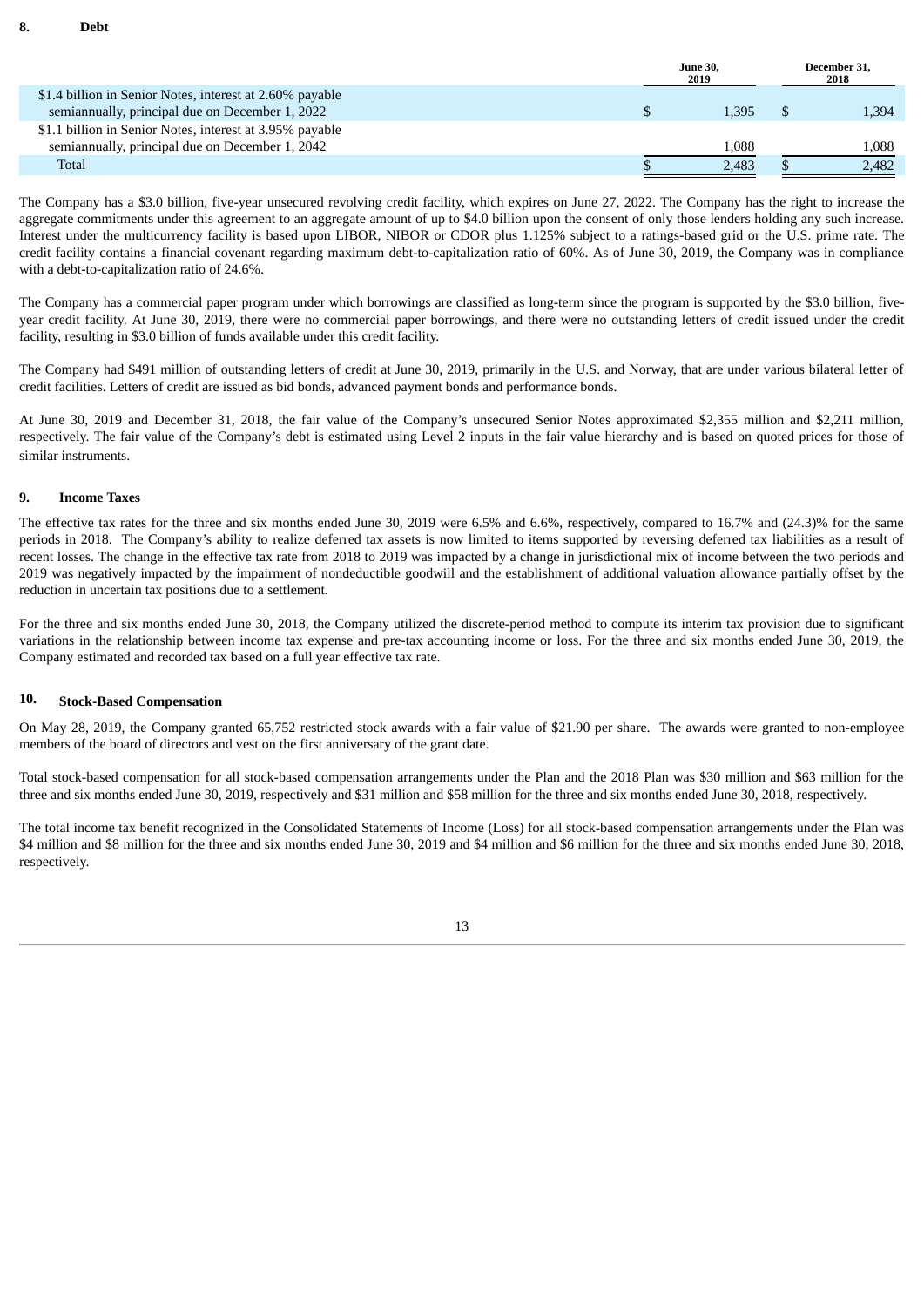## 8. Debt

| | June 30, 2019 | December 31, 2018 |
|---|---|---|
| $1.4 billion in Senior Notes, interest at 2.60% payable semiannually, principal due on December 1, 2022 | $ 1,395 | $ 1,394 |
| $1.1 billion in Senior Notes, interest at 3.95% payable semiannually, principal due on December 1, 2042 | 1,088 | 1,088 |
| Total | $ 2,483 | $ 2,482 |

The Company has a $3.0 billion, five-year unsecured revolving credit facility, which expires on June 27, 2022. The Company has the right to increase the aggregate commitments under this agreement to an aggregate amount of up to $4.0 billion upon the consent of only those lenders holding any such increase. Interest under the multicurrency facility is based upon LIBOR, NIBOR or CDOR plus 1.125% subject to a ratings-based grid or the U.S. prime rate. The credit facility contains a financial covenant regarding maximum debt-to-capitalization ratio of 60%. As of June 30, 2019, the Company was in compliance with a debt-to-capitalization ratio of 24.6%.

The Company has a commercial paper program under which borrowings are classified as long-term since the program is supported by the $3.0 billion, five-year credit facility. At June 30, 2019, there were no commercial paper borrowings, and there were no outstanding letters of credit issued under the credit facility, resulting in $3.0 billion of funds available under this credit facility.

The Company had $491 million of outstanding letters of credit at June 30, 2019, primarily in the U.S. and Norway, that are under various bilateral letter of credit facilities. Letters of credit are issued as bid bonds, advanced payment bonds and performance bonds.

At June 30, 2019 and December 31, 2018, the fair value of the Company's unsecured Senior Notes approximated $2,355 million and $2,211 million, respectively. The fair value of the Company's debt is estimated using Level 2 inputs in the fair value hierarchy and is based on quoted prices for those of similar instruments.

## 9. Income Taxes

The effective tax rates for the three and six months ended June 30, 2019 were 6.5% and 6.6%, respectively, compared to 16.7% and (24.3)% for the same periods in 2018. The Company's ability to realize deferred tax assets is now limited to items supported by reversing deferred tax liabilities as a result of recent losses. The change in the effective tax rate from 2018 to 2019 was impacted by a change in jurisdictional mix of income between the two periods and 2019 was negatively impacted by the impairment of nondeductible goodwill and the establishment of additional valuation allowance partially offset by the reduction in uncertain tax positions due to a settlement.

For the three and six months ended June 30, 2018, the Company utilized the discrete-period method to compute its interim tax provision due to significant variations in the relationship between income tax expense and pre-tax accounting income or loss. For the three and six months ended June 30, 2019, the Company estimated and recorded tax based on a full year effective tax rate.

## 10. Stock-Based Compensation

On May 28, 2019, the Company granted 65,752 restricted stock awards with a fair value of $21.90 per share. The awards were granted to non-employee members of the board of directors and vest on the first anniversary of the grant date.

Total stock-based compensation for all stock-based compensation arrangements under the Plan and the 2018 Plan was $30 million and $63 million for the three and six months ended June 30, 2019, respectively and $31 million and $58 million for the three and six months ended June 30, 2018, respectively.

The total income tax benefit recognized in the Consolidated Statements of Income (Loss) for all stock-based compensation arrangements under the Plan was $4 million and $8 million for the three and six months ended June 30, 2019 and $4 million and $6 million for the three and six months ended June 30, 2018, respectively.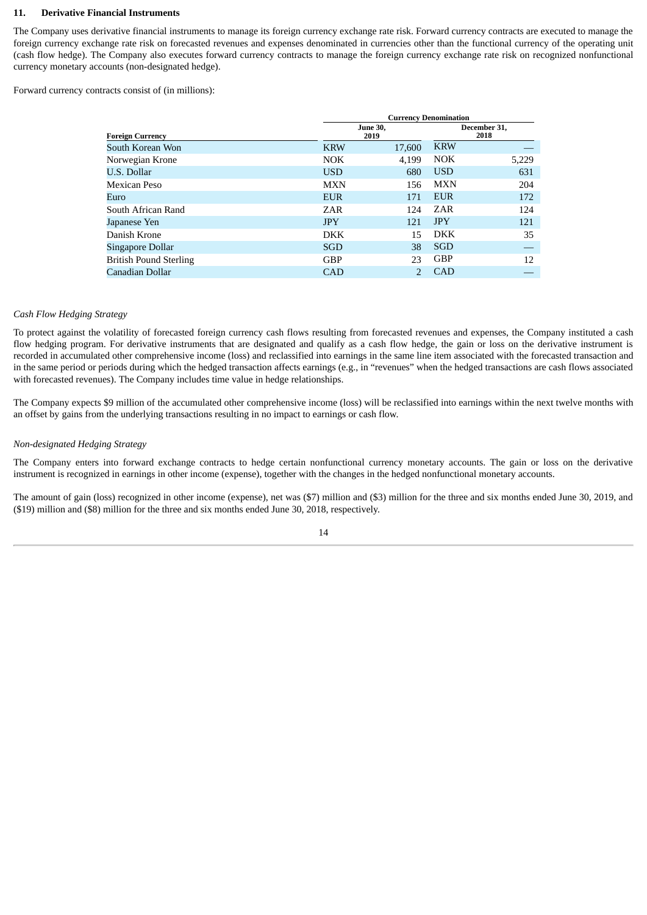## 11. Derivative Financial Instruments

The Company uses derivative financial instruments to manage its foreign currency exchange rate risk. Forward currency contracts are executed to manage the foreign currency exchange rate risk on forecasted revenues and expenses denominated in currencies other than the functional currency of the operating unit (cash flow hedge). The Company also executes forward currency contracts to manage the foreign currency exchange rate risk on recognized nonfunctional currency monetary accounts (non-designated hedge).

Forward currency contracts consist of (in millions):

| | Currency Denomination | | | |
|---|---|---|---|---|
| Foreign Currency | June 30, 2019 | | December 31, 2018 | |
| South Korean Won | KRW | 17,600 | KRW | — |
| Norwegian Krone | NOK | 4,199 | NOK | 5,229 |
| U.S. Dollar | USD | 680 | USD | 631 |
| Mexican Peso | MXN | 156 | MXN | 204 |
| Euro | EUR | 171 | EUR | 172 |
| South African Rand | ZAR | 124 | ZAR | 124 |
| Japanese Yen | JPY | 121 | JPY | 121 |
| Danish Krone | DKK | 15 | DKK | 35 |
| Singapore Dollar | SGD | 38 | SGD | — |
| British Pound Sterling | GBP | 23 | GBP | 12 |
| Canadian Dollar | CAD | 2 | CAD | — |

*Cash Flow Hedging Strategy*

To protect against the volatility of forecasted foreign currency cash flows resulting from forecasted revenues and expenses, the Company instituted a cash flow hedging program. For derivative instruments that are designated and qualify as a cash flow hedge, the gain or loss on the derivative instrument is recorded in accumulated other comprehensive income (loss) and reclassified into earnings in the same line item associated with the forecasted transaction and in the same period or periods during which the hedged transaction affects earnings (e.g., in "revenues" when the hedged transactions are cash flows associated with forecasted revenues). The Company includes time value in hedge relationships.

The Company expects $9 million of the accumulated other comprehensive income (loss) will be reclassified into earnings within the next twelve months with an offset by gains from the underlying transactions resulting in no impact to earnings or cash flow.

*Non-designated Hedging Strategy*

The Company enters into forward exchange contracts to hedge certain nonfunctional currency monetary accounts. The gain or loss on the derivative instrument is recognized in earnings in other income (expense), together with the changes in the hedged nonfunctional monetary accounts.

The amount of gain (loss) recognized in other income (expense), net was ($7) million and ($3) million for the three and six months ended June 30, 2019, and ($19) million and ($8) million for the three and six months ended June 30, 2018, respectively.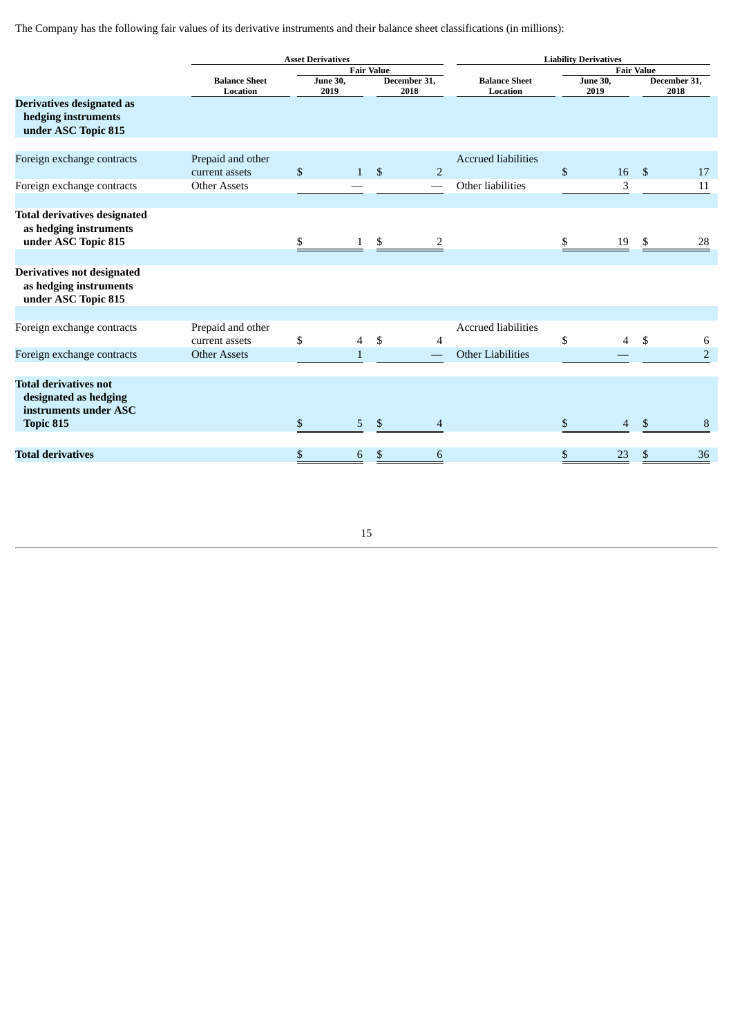The Company has the following fair values of its derivative instruments and their balance sheet classifications (in millions):

| | Asset Derivatives | | | Liability Derivatives | | |
|---|---|---|---|---|---|---|
| | | Fair Value | | | Fair Value | |
| | Balance Sheet Location | June 30, 2019 | December 31, 2018 | Balance Sheet Location | June 30, 2019 | December 31, 2018 |
| **Derivatives designated as hedging instruments under ASC Topic 815** | | | | | | |
| Foreign exchange contracts | Prepaid and other current assets | $ 1 | $ 2 | Accrued liabilities | $ 16 | $ 17 |
| Foreign exchange contracts | Other Assets | — | — | Other liabilities | 3 | 11 |
| **Total derivatives designated as hedging instruments under ASC Topic 815** | | $ 1 | $ 2 | | $ 19 | $ 28 |
| **Derivatives not designated as hedging instruments under ASC Topic 815** | | | | | | |
| Foreign exchange contracts | Prepaid and other current assets | $ 4 | $ 4 | Accrued liabilities | $ 4 | $ 6 |
| Foreign exchange contracts | Other Assets | 1 | — | Other Liabilities | — | 2 |
| **Total derivatives not designated as hedging instruments under ASC Topic 815** | | $ 5 | $ 4 | | $ 4 | $ 8 |
| **Total derivatives** | | $ 6 | $ 6 | | $ 23 | $ 36 |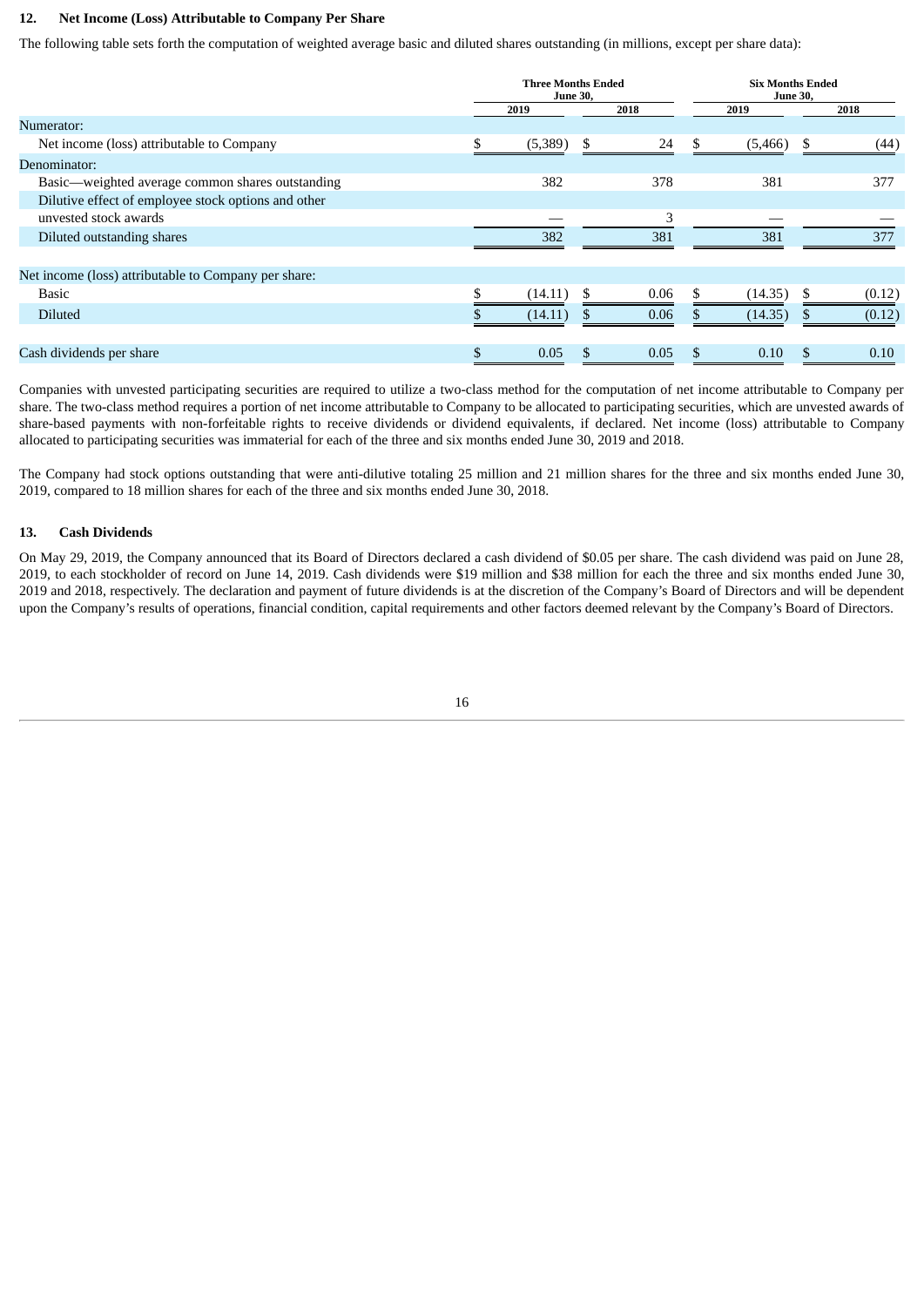## 12. Net Income (Loss) Attributable to Company Per Share

The following table sets forth the computation of weighted average basic and diluted shares outstanding (in millions, except per share data):

| | Three Months Ended June 30, | | Six Months Ended June 30, | |
|---|---|---|---|---|
| | 2019 | 2018 | 2019 | 2018 |
| Numerator: | | | | |
| Net income (loss) attributable to Company | $ (5,389) | $ 24 | $ (5,466) | $ (44) |
| Denominator: | | | | |
| Basic—weighted average common shares outstanding | 382 | 378 | 381 | 377 |
| Dilutive effect of employee stock options and other unvested stock awards | — | 3 | — | — |
| Diluted outstanding shares | 382 | 381 | 381 | 377 |
| Net income (loss) attributable to Company per share: | | | | |
| Basic | $ (14.11) | $ 0.06 | $ (14.35) | $ (0.12) |
| Diluted | $ (14.11) | $ 0.06 | $ (14.35) | $ (0.12) |
| Cash dividends per share | $ 0.05 | $ 0.05 | $ 0.10 | $ 0.10 |

Companies with unvested participating securities are required to utilize a two-class method for the computation of net income attributable to Company per share. The two-class method requires a portion of net income attributable to Company to be allocated to participating securities, which are unvested awards of share-based payments with non-forfeitable rights to receive dividends or dividend equivalents, if declared. Net income (loss) attributable to Company allocated to participating securities was immaterial for each of the three and six months ended June 30, 2019 and 2018.

The Company had stock options outstanding that were anti-dilutive totaling 25 million and 21 million shares for the three and six months ended June 30, 2019, compared to 18 million shares for each of the three and six months ended June 30, 2018.

## 13. Cash Dividends

On May 29, 2019, the Company announced that its Board of Directors declared a cash dividend of $0.05 per share. The cash dividend was paid on June 28, 2019, to each stockholder of record on June 14, 2019. Cash dividends were $19 million and $38 million for each the three and six months ended June 30, 2019 and 2018, respectively. The declaration and payment of future dividends is at the discretion of the Company's Board of Directors and will be dependent upon the Company's results of operations, financial condition, capital requirements and other factors deemed relevant by the Company's Board of Directors.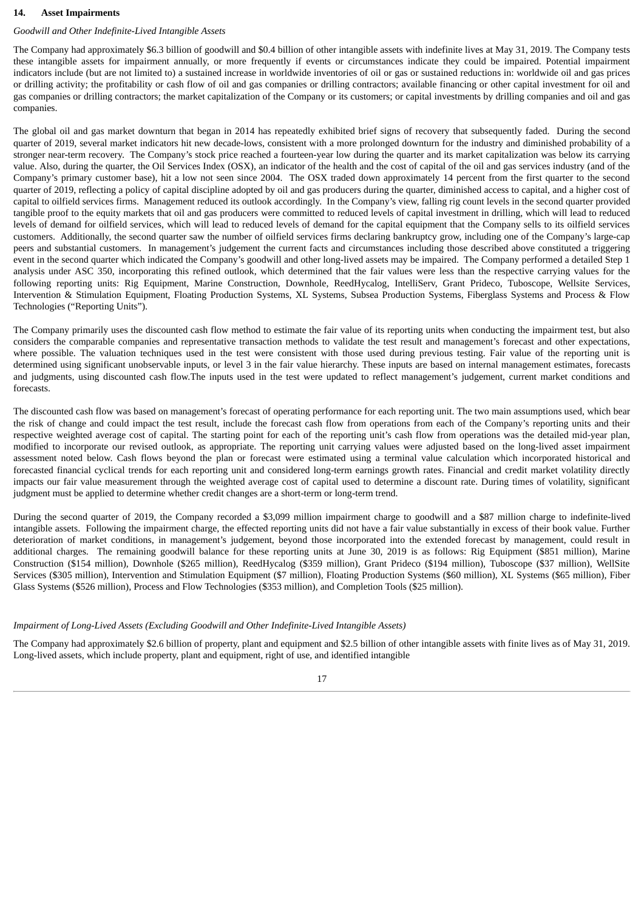## 14. Asset Impairments

*Goodwill and Other Indefinite-Lived Intangible Assets*

The Company had approximately $6.3 billion of goodwill and $0.4 billion of other intangible assets with indefinite lives at May 31, 2019. The Company tests these intangible assets for impairment annually, or more frequently if events or circumstances indicate they could be impaired. Potential impairment indicators include (but are not limited to) a sustained increase in worldwide inventories of oil or gas or sustained reductions in: worldwide oil and gas prices or drilling activity; the profitability or cash flow of oil and gas companies or drilling contractors; available financing or other capital investment for oil and gas companies or drilling contractors; the market capitalization of the Company or its customers; or capital investments by drilling companies and oil and gas companies.

The global oil and gas market downturn that began in 2014 has repeatedly exhibited brief signs of recovery that subsequently faded. During the second quarter of 2019, several market indicators hit new decade-lows, consistent with a more prolonged downturn for the industry and diminished probability of a stronger near-term recovery. The Company's stock price reached a fourteen-year low during the quarter and its market capitalization was below its carrying value. Also, during the quarter, the Oil Services Index (OSX), an indicator of the health and the cost of capital of the oil and gas services industry (and of the Company's primary customer base), hit a low not seen since 2004. The OSX traded down approximately 14 percent from the first quarter to the second quarter of 2019, reflecting a policy of capital discipline adopted by oil and gas producers during the quarter, diminished access to capital, and a higher cost of capital to oilfield services firms. Management reduced its outlook accordingly. In the Company's view, falling rig count levels in the second quarter provided tangible proof to the equity markets that oil and gas producers were committed to reduced levels of capital investment in drilling, which will lead to reduced levels of demand for oilfield services, which will lead to reduced levels of demand for the capital equipment that the Company sells to its oilfield services customers. Additionally, the second quarter saw the number of oilfield services firms declaring bankruptcy grow, including one of the Company's large-cap peers and substantial customers. In management's judgement the current facts and circumstances including those described above constituted a triggering event in the second quarter which indicated the Company's goodwill and other long-lived assets may be impaired. The Company performed a detailed Step 1 analysis under ASC 350, incorporating this refined outlook, which determined that the fair values were less than the respective carrying values for the following reporting units: Rig Equipment, Marine Construction, Downhole, ReedHycalog, IntelliServ, Grant Prideco, Tuboscope, Wellsite Services, Intervention & Stimulation Equipment, Floating Production Systems, XL Systems, Subsea Production Systems, Fiberglass Systems and Process & Flow Technologies ("Reporting Units").

The Company primarily uses the discounted cash flow method to estimate the fair value of its reporting units when conducting the impairment test, but also considers the comparable companies and representative transaction methods to validate the test result and management's forecast and other expectations, where possible. The valuation techniques used in the test were consistent with those used during previous testing. Fair value of the reporting unit is determined using significant unobservable inputs, or level 3 in the fair value hierarchy. These inputs are based on internal management estimates, forecasts and judgments, using discounted cash flow.The inputs used in the test were updated to reflect management's judgement, current market conditions and forecasts.

The discounted cash flow was based on management's forecast of operating performance for each reporting unit. The two main assumptions used, which bear the risk of change and could impact the test result, include the forecast cash flow from operations from each of the Company's reporting units and their respective weighted average cost of capital. The starting point for each of the reporting unit's cash flow from operations was the detailed mid-year plan, modified to incorporate our revised outlook, as appropriate. The reporting unit carrying values were adjusted based on the long-lived asset impairment assessment noted below. Cash flows beyond the plan or forecast were estimated using a terminal value calculation which incorporated historical and forecasted financial cyclical trends for each reporting unit and considered long-term earnings growth rates. Financial and credit market volatility directly impacts our fair value measurement through the weighted average cost of capital used to determine a discount rate. During times of volatility, significant judgment must be applied to determine whether credit changes are a short-term or long-term trend.

During the second quarter of 2019, the Company recorded a $3,099 million impairment charge to goodwill and a $87 million charge to indefinite-lived intangible assets. Following the impairment charge, the effected reporting units did not have a fair value substantially in excess of their book value. Further deterioration of market conditions, in management's judgement, beyond those incorporated into the extended forecast by management, could result in additional charges. The remaining goodwill balance for these reporting units at June 30, 2019 is as follows: Rig Equipment ($851 million), Marine Construction ($154 million), Downhole ($265 million), ReedHycalog ($359 million), Grant Prideco ($194 million), Tuboscope ($37 million), WellSite Services ($305 million), Intervention and Stimulation Equipment ($7 million), Floating Production Systems ($60 million), XL Systems ($65 million), Fiber Glass Systems ($526 million), Process and Flow Technologies ($353 million), and Completion Tools ($25 million).

*Impairment of Long-Lived Assets (Excluding Goodwill and Other Indefinite-Lived Intangible Assets)*

The Company had approximately $2.6 billion of property, plant and equipment and $2.5 billion of other intangible assets with finite lives as of May 31, 2019. Long-lived assets, which include property, plant and equipment, right of use, and identified intangible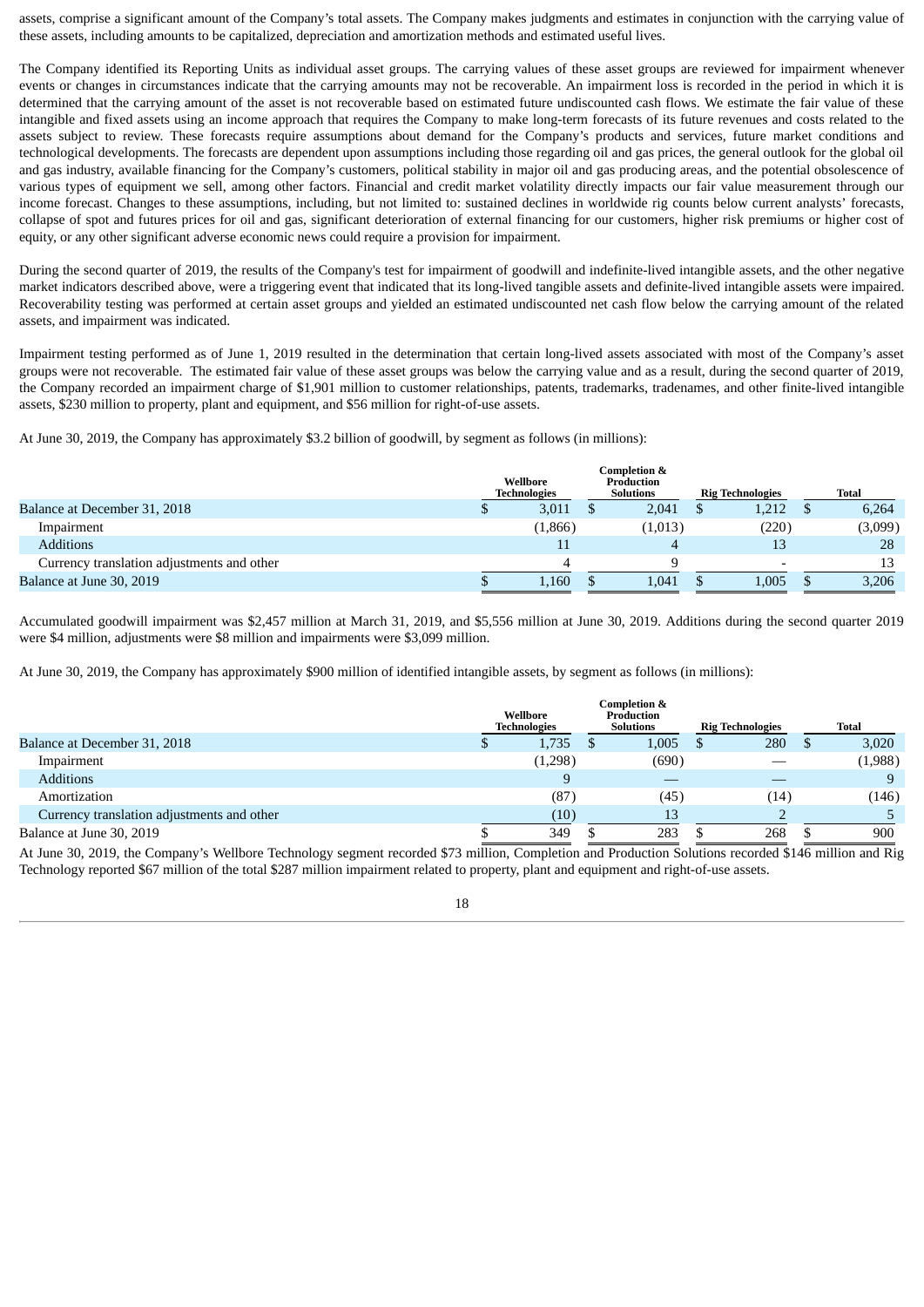assets, comprise a significant amount of the Company's total assets. The Company makes judgments and estimates in conjunction with the carrying value of these assets, including amounts to be capitalized, depreciation and amortization methods and estimated useful lives.

The Company identified its Reporting Units as individual asset groups. The carrying values of these asset groups are reviewed for impairment whenever events or changes in circumstances indicate that the carrying amounts may not be recoverable. An impairment loss is recorded in the period in which it is determined that the carrying amount of the asset is not recoverable based on estimated future undiscounted cash flows. We estimate the fair value of these intangible and fixed assets using an income approach that requires the Company to make long-term forecasts of its future revenues and costs related to the assets subject to review. These forecasts require assumptions about demand for the Company's products and services, future market conditions and technological developments. The forecasts are dependent upon assumptions including those regarding oil and gas prices, the general outlook for the global oil and gas industry, available financing for the Company's customers, political stability in major oil and gas producing areas, and the potential obsolescence of various types of equipment we sell, among other factors. Financial and credit market volatility directly impacts our fair value measurement through our income forecast. Changes to these assumptions, including, but not limited to: sustained declines in worldwide rig counts below current analysts' forecasts, collapse of spot and futures prices for oil and gas, significant deterioration of external financing for our customers, higher risk premiums or higher cost of equity, or any other significant adverse economic news could require a provision for impairment.

During the second quarter of 2019, the results of the Company's test for impairment of goodwill and indefinite-lived intangible assets, and the other negative market indicators described above, were a triggering event that indicated that its long-lived tangible assets and definite-lived intangible assets were impaired. Recoverability testing was performed at certain asset groups and yielded an estimated undiscounted net cash flow below the carrying amount of the related assets, and impairment was indicated.

Impairment testing performed as of June 1, 2019 resulted in the determination that certain long-lived assets associated with most of the Company's asset groups were not recoverable. The estimated fair value of these asset groups was below the carrying value and as a result, during the second quarter of 2019, the Company recorded an impairment charge of $1,901 million to customer relationships, patents, trademarks, tradenames, and other finite-lived intangible assets, $230 million to property, plant and equipment, and $56 million for right-of-use assets.

At June 30, 2019, the Company has approximately $3.2 billion of goodwill, by segment as follows (in millions):

| | Wellbore Technologies | Completion & Production Solutions | Rig Technologies | Total |
|---|---|---|---|---|
| Balance at December 31, 2018 | $ 3,011 | $ 2,041 | $ 1,212 | $ 6,264 |
| Impairment | (1,866) | (1,013) | (220) | (3,099) |
| Additions | 11 | 4 | 13 | 28 |
| Currency translation adjustments and other | 4 | 9 | - | 13 |
| Balance at June 30, 2019 | $ 1,160 | $ 1,041 | $ 1,005 | $ 3,206 |

Accumulated goodwill impairment was $2,457 million at March 31, 2019, and $5,556 million at June 30, 2019. Additions during the second quarter 2019 were $4 million, adjustments were $8 million and impairments were $3,099 million.

At June 30, 2019, the Company has approximately $900 million of identified intangible assets, by segment as follows (in millions):

| | Wellbore Technologies | Completion & Production Solutions | Rig Technologies | Total |
|---|---|---|---|---|
| Balance at December 31, 2018 | $ 1,735 | $ 1,005 | $ 280 | $ 3,020 |
| Impairment | (1,298) | (690) | — | (1,988) |
| Additions | 9 | — | — | 9 |
| Amortization | (87) | (45) | (14) | (146) |
| Currency translation adjustments and other | (10) | 13 | 2 | 5 |
| Balance at June 30, 2019 | $ 349 | $ 283 | $ 268 | $ 900 |

At June 30, 2019, the Company's Wellbore Technology segment recorded $73 million, Completion and Production Solutions recorded $146 million and Rig Technology reported $67 million of the total $287 million impairment related to property, plant and equipment and right-of-use assets.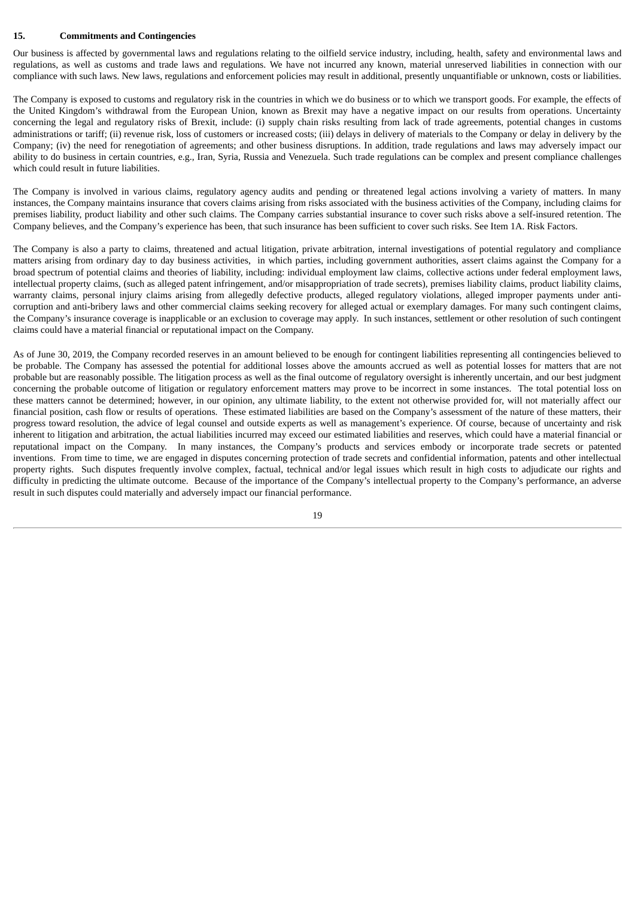### 15. Commitments and Contingencies

Our business is affected by governmental laws and regulations relating to the oilfield service industry, including, health, safety and environmental laws and regulations, as well as customs and trade laws and regulations. We have not incurred any known, material unreserved liabilities in connection with our compliance with such laws. New laws, regulations and enforcement policies may result in additional, presently unquantifiable or unknown, costs or liabilities.

The Company is exposed to customs and regulatory risk in the countries in which we do business or to which we transport goods. For example, the effects of the United Kingdom's withdrawal from the European Union, known as Brexit may have a negative impact on our results from operations. Uncertainty concerning the legal and regulatory risks of Brexit, include: (i) supply chain risks resulting from lack of trade agreements, potential changes in customs administrations or tariff; (ii) revenue risk, loss of customers or increased costs; (iii) delays in delivery of materials to the Company or delay in delivery by the Company; (iv) the need for renegotiation of agreements; and other business disruptions. In addition, trade regulations and laws may adversely impact our ability to do business in certain countries, e.g., Iran, Syria, Russia and Venezuela. Such trade regulations can be complex and present compliance challenges which could result in future liabilities.

The Company is involved in various claims, regulatory agency audits and pending or threatened legal actions involving a variety of matters. In many instances, the Company maintains insurance that covers claims arising from risks associated with the business activities of the Company, including claims for premises liability, product liability and other such claims. The Company carries substantial insurance to cover such risks above a self-insured retention. The Company believes, and the Company's experience has been, that such insurance has been sufficient to cover such risks. See Item 1A. Risk Factors.

The Company is also a party to claims, threatened and actual litigation, private arbitration, internal investigations of potential regulatory and compliance matters arising from ordinary day to day business activities, in which parties, including government authorities, assert claims against the Company for a broad spectrum of potential claims and theories of liability, including: individual employment law claims, collective actions under federal employment laws, intellectual property claims, (such as alleged patent infringement, and/or misappropriation of trade secrets), premises liability claims, product liability claims, warranty claims, personal injury claims arising from allegedly defective products, alleged regulatory violations, alleged improper payments under anti-corruption and anti-bribery laws and other commercial claims seeking recovery for alleged actual or exemplary damages. For many such contingent claims, the Company's insurance coverage is inapplicable or an exclusion to coverage may apply. In such instances, settlement or other resolution of such contingent claims could have a material financial or reputational impact on the Company.

As of June 30, 2019, the Company recorded reserves in an amount believed to be enough for contingent liabilities representing all contingencies believed to be probable. The Company has assessed the potential for additional losses above the amounts accrued as well as potential losses for matters that are not probable but are reasonably possible. The litigation process as well as the final outcome of regulatory oversight is inherently uncertain, and our best judgment concerning the probable outcome of litigation or regulatory enforcement matters may prove to be incorrect in some instances. The total potential loss on these matters cannot be determined; however, in our opinion, any ultimate liability, to the extent not otherwise provided for, will not materially affect our financial position, cash flow or results of operations. These estimated liabilities are based on the Company's assessment of the nature of these matters, their progress toward resolution, the advice of legal counsel and outside experts as well as management's experience. Of course, because of uncertainty and risk inherent to litigation and arbitration, the actual liabilities incurred may exceed our estimated liabilities and reserves, which could have a material financial or reputational impact on the Company. In many instances, the Company's products and services embody or incorporate trade secrets or patented inventions. From time to time, we are engaged in disputes concerning protection of trade secrets and confidential information, patents and other intellectual property rights. Such disputes frequently involve complex, factual, technical and/or legal issues which result in high costs to adjudicate our rights and difficulty in predicting the ultimate outcome. Because of the importance of the Company's intellectual property to the Company's performance, an adverse result in such disputes could materially and adversely impact our financial performance.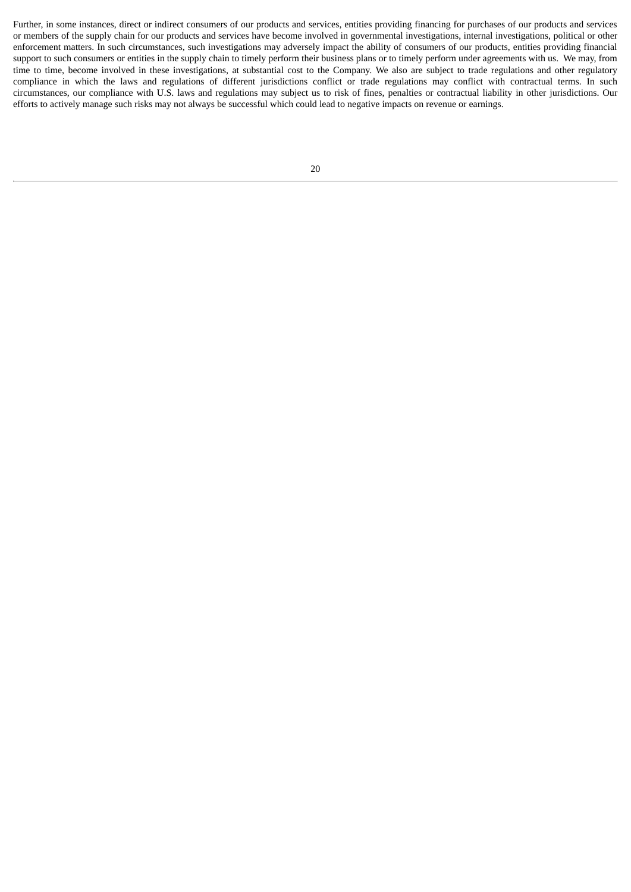Further, in some instances, direct or indirect consumers of our products and services, entities providing financing for purchases of our products and services or members of the supply chain for our products and services have become involved in governmental investigations, internal investigations, political or other enforcement matters. In such circumstances, such investigations may adversely impact the ability of consumers of our products, entities providing financial support to such consumers or entities in the supply chain to timely perform their business plans or to timely perform under agreements with us. We may, from time to time, become involved in these investigations, at substantial cost to the Company. We also are subject to trade regulations and other regulatory compliance in which the laws and regulations of different jurisdictions conflict or trade regulations may conflict with contractual terms. In such circumstances, our compliance with U.S. laws and regulations may subject us to risk of fines, penalties or contractual liability in other jurisdictions. Our efforts to actively manage such risks may not always be successful which could lead to negative impacts on revenue or earnings.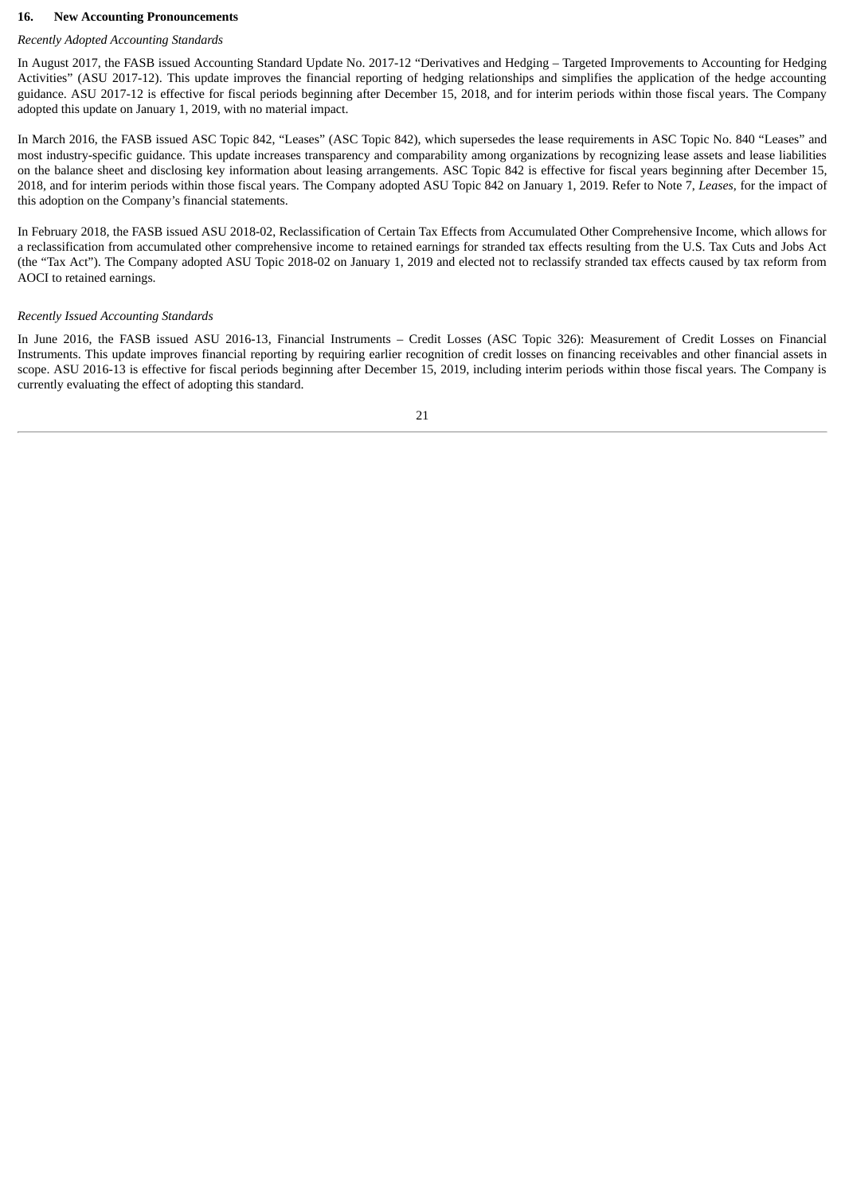## 16. New Accounting Pronouncements

*Recently Adopted Accounting Standards*

In August 2017, the FASB issued Accounting Standard Update No. 2017-12 "Derivatives and Hedging – Targeted Improvements to Accounting for Hedging Activities" (ASU 2017-12). This update improves the financial reporting of hedging relationships and simplifies the application of the hedge accounting guidance. ASU 2017-12 is effective for fiscal periods beginning after December 15, 2018, and for interim periods within those fiscal years. The Company adopted this update on January 1, 2019, with no material impact.

In March 2016, the FASB issued ASC Topic 842, "Leases" (ASC Topic 842), which supersedes the lease requirements in ASC Topic No. 840 "Leases" and most industry-specific guidance. This update increases transparency and comparability among organizations by recognizing lease assets and lease liabilities on the balance sheet and disclosing key information about leasing arrangements. ASC Topic 842 is effective for fiscal years beginning after December 15, 2018, and for interim periods within those fiscal years. The Company adopted ASU Topic 842 on January 1, 2019. Refer to Note 7, *Leases*, for the impact of this adoption on the Company's financial statements.

In February 2018, the FASB issued ASU 2018-02, Reclassification of Certain Tax Effects from Accumulated Other Comprehensive Income, which allows for a reclassification from accumulated other comprehensive income to retained earnings for stranded tax effects resulting from the U.S. Tax Cuts and Jobs Act (the "Tax Act"). The Company adopted ASU Topic 2018-02 on January 1, 2019 and elected not to reclassify stranded tax effects caused by tax reform from AOCI to retained earnings.

*Recently Issued Accounting Standards*

In June 2016, the FASB issued ASU 2016-13, Financial Instruments – Credit Losses (ASC Topic 326): Measurement of Credit Losses on Financial Instruments. This update improves financial reporting by requiring earlier recognition of credit losses on financing receivables and other financial assets in scope. ASU 2016-13 is effective for fiscal periods beginning after December 15, 2019, including interim periods within those fiscal years. The Company is currently evaluating the effect of adopting this standard.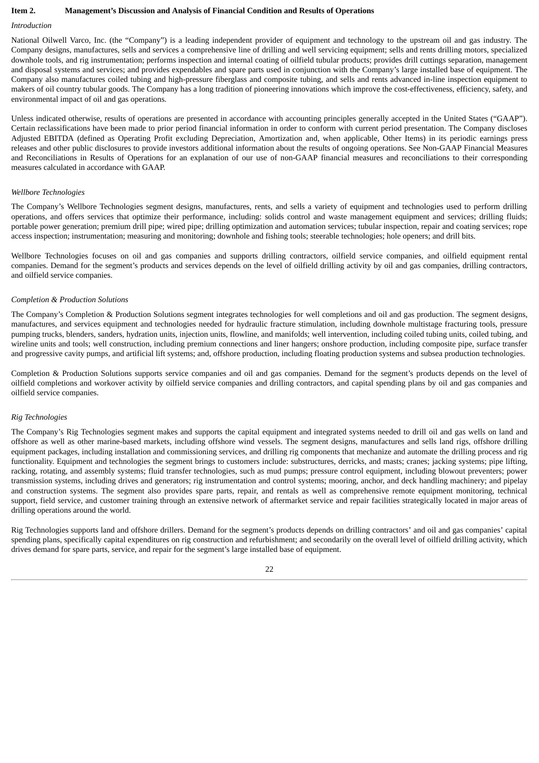**Item 2. Management's Discussion and Analysis of Financial Condition and Results of Operations**

*Introduction*

National Oilwell Varco, Inc. (the "Company") is a leading independent provider of equipment and technology to the upstream oil and gas industry. The Company designs, manufactures, sells and services a comprehensive line of drilling and well servicing equipment; sells and rents drilling motors, specialized downhole tools, and rig instrumentation; performs inspection and internal coating of oilfield tubular products; provides drill cuttings separation, management and disposal systems and services; and provides expendables and spare parts used in conjunction with the Company's large installed base of equipment. The Company also manufactures coiled tubing and high-pressure fiberglass and composite tubing, and sells and rents advanced in-line inspection equipment to makers of oil country tubular goods. The Company has a long tradition of pioneering innovations which improve the cost-effectiveness, efficiency, safety, and environmental impact of oil and gas operations.

Unless indicated otherwise, results of operations are presented in accordance with accounting principles generally accepted in the United States ("GAAP"). Certain reclassifications have been made to prior period financial information in order to conform with current period presentation. The Company discloses Adjusted EBITDA (defined as Operating Profit excluding Depreciation, Amortization and, when applicable, Other Items) in its periodic earnings press releases and other public disclosures to provide investors additional information about the results of ongoing operations. See Non-GAAP Financial Measures and Reconciliations in Results of Operations for an explanation of our use of non-GAAP financial measures and reconciliations to their corresponding measures calculated in accordance with GAAP.

*Wellbore Technologies*

The Company's Wellbore Technologies segment designs, manufactures, rents, and sells a variety of equipment and technologies used to perform drilling operations, and offers services that optimize their performance, including: solids control and waste management equipment and services; drilling fluids; portable power generation; premium drill pipe; wired pipe; drilling optimization and automation services; tubular inspection, repair and coating services; rope access inspection; instrumentation; measuring and monitoring; downhole and fishing tools; steerable technologies; hole openers; and drill bits.

Wellbore Technologies focuses on oil and gas companies and supports drilling contractors, oilfield service companies, and oilfield equipment rental companies. Demand for the segment's products and services depends on the level of oilfield drilling activity by oil and gas companies, drilling contractors, and oilfield service companies.

*Completion & Production Solutions*

The Company's Completion & Production Solutions segment integrates technologies for well completions and oil and gas production. The segment designs, manufactures, and services equipment and technologies needed for hydraulic fracture stimulation, including downhole multistage fracturing tools, pressure pumping trucks, blenders, sanders, hydration units, injection units, flowline, and manifolds; well intervention, including coiled tubing units, coiled tubing, and wireline units and tools; well construction, including premium connections and liner hangers; onshore production, including composite pipe, surface transfer and progressive cavity pumps, and artificial lift systems; and, offshore production, including floating production systems and subsea production technologies.

Completion & Production Solutions supports service companies and oil and gas companies. Demand for the segment's products depends on the level of oilfield completions and workover activity by oilfield service companies and drilling contractors, and capital spending plans by oil and gas companies and oilfield service companies.

*Rig Technologies*

The Company's Rig Technologies segment makes and supports the capital equipment and integrated systems needed to drill oil and gas wells on land and offshore as well as other marine-based markets, including offshore wind vessels. The segment designs, manufactures and sells land rigs, offshore drilling equipment packages, including installation and commissioning services, and drilling rig components that mechanize and automate the drilling process and rig functionality. Equipment and technologies the segment brings to customers include: substructures, derricks, and masts; cranes; jacking systems; pipe lifting, racking, rotating, and assembly systems; fluid transfer technologies, such as mud pumps; pressure control equipment, including blowout preventers; power transmission systems, including drives and generators; rig instrumentation and control systems; mooring, anchor, and deck handling machinery; and pipelay and construction systems. The segment also provides spare parts, repair, and rentals as well as comprehensive remote equipment monitoring, technical support, field service, and customer training through an extensive network of aftermarket service and repair facilities strategically located in major areas of drilling operations around the world.

Rig Technologies supports land and offshore drillers. Demand for the segment's products depends on drilling contractors' and oil and gas companies' capital spending plans, specifically capital expenditures on rig construction and refurbishment; and secondarily on the overall level of oilfield drilling activity, which drives demand for spare parts, service, and repair for the segment's large installed base of equipment.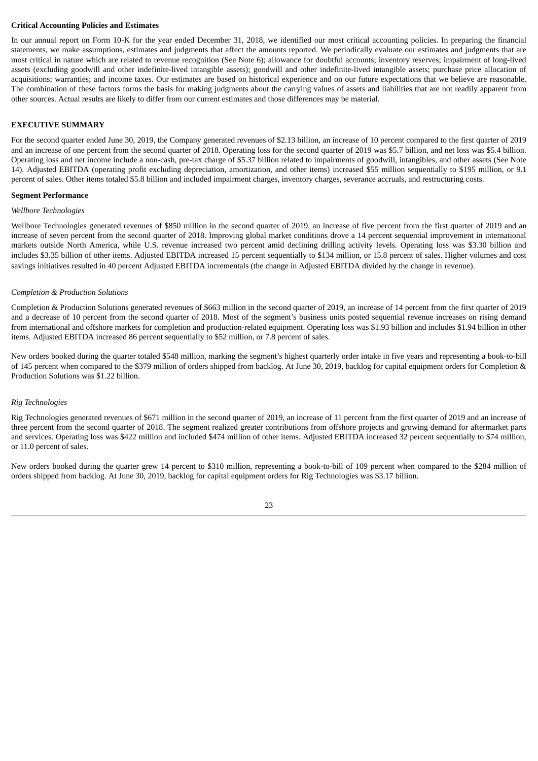**Critical Accounting Policies and Estimates**

In our annual report on Form 10-K for the year ended December 31, 2018, we identified our most critical accounting policies. In preparing the financial statements, we make assumptions, estimates and judgments that affect the amounts reported. We periodically evaluate our estimates and judgments that are most critical in nature which are related to revenue recognition (See Note 6); allowance for doubtful accounts; inventory reserves; impairment of long-lived assets (excluding goodwill and other indefinite-lived intangible assets); goodwill and other indefinite-lived intangible assets; purchase price allocation of acquisitions; warranties; and income taxes. Our estimates are based on historical experience and on our future expectations that we believe are reasonable. The combination of these factors forms the basis for making judgments about the carrying values of assets and liabilities that are not readily apparent from other sources. Actual results are likely to differ from our current estimates and those differences may be material.

**EXECUTIVE SUMMARY**

For the second quarter ended June 30, 2019, the Company generated revenues of $2.13 billion, an increase of 10 percent compared to the first quarter of 2019 and an increase of one percent from the second quarter of 2018. Operating loss for the second quarter of 2019 was $5.7 billion, and net loss was $5.4 billion. Operating loss and net income include a non-cash, pre-tax charge of $5.37 billion related to impairments of goodwill, intangibles, and other assets (See Note 14). Adjusted EBITDA (operating profit excluding depreciation, amortization, and other items) increased $55 million sequentially to $195 million, or 9.1 percent of sales. Other items totaled $5.8 billion and included impairment charges, inventory charges, severance accruals, and restructuring costs.

**Segment Performance**

*Wellbore Technologies*

Wellbore Technologies generated revenues of $850 million in the second quarter of 2019, an increase of five percent from the first quarter of 2019 and an increase of seven percent from the second quarter of 2018. Improving global market conditions drove a 14 percent sequential improvement in international markets outside North America, while U.S. revenue increased two percent amid declining drilling activity levels. Operating loss was $3.30 billion and includes $3.35 billion of other items. Adjusted EBITDA increased 15 percent sequentially to $134 million, or 15.8 percent of sales. Higher volumes and cost savings initiatives resulted in 40 percent Adjusted EBITDA incrementals (the change in Adjusted EBITDA divided by the change in revenue).

*Completion & Production Solutions*

Completion & Production Solutions generated revenues of $663 million in the second quarter of 2019, an increase of 14 percent from the first quarter of 2019 and a decrease of 10 percent from the second quarter of 2018. Most of the segment's business units posted sequential revenue increases on rising demand from international and offshore markets for completion and production-related equipment. Operating loss was $1.93 billion and includes $1.94 billion in other items. Adjusted EBITDA increased 86 percent sequentially to $52 million, or 7.8 percent of sales.

New orders booked during the quarter totaled $548 million, marking the segment's highest quarterly order intake in five years and representing a book-to-bill of 145 percent when compared to the $379 million of orders shipped from backlog. At June 30, 2019, backlog for capital equipment orders for Completion & Production Solutions was $1.22 billion.

*Rig Technologies*

Rig Technologies generated revenues of $671 million in the second quarter of 2019, an increase of 11 percent from the first quarter of 2019 and an increase of three percent from the second quarter of 2018. The segment realized greater contributions from offshore projects and growing demand for aftermarket parts and services. Operating loss was $422 million and included $474 million of other items. Adjusted EBITDA increased 32 percent sequentially to $74 million, or 11.0 percent of sales.

New orders booked during the quarter grew 14 percent to $310 million, representing a book-to-bill of 109 percent when compared to the $284 million of orders shipped from backlog. At June 30, 2019, backlog for capital equipment orders for Rig Technologies was $3.17 billion.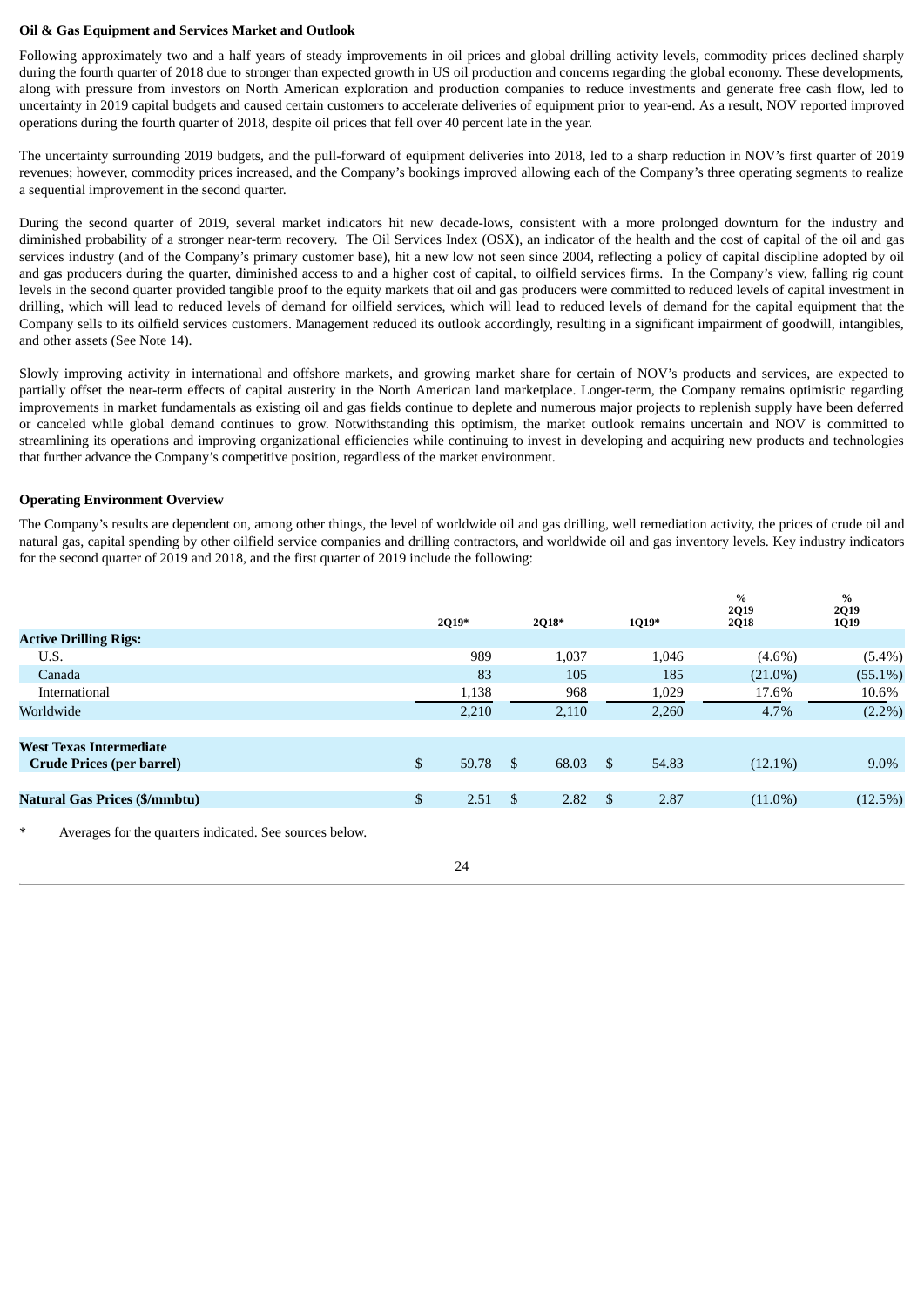**Oil & Gas Equipment and Services Market and Outlook**

Following approximately two and a half years of steady improvements in oil prices and global drilling activity levels, commodity prices declined sharply during the fourth quarter of 2018 due to stronger than expected growth in US oil production and concerns regarding the global economy. These developments, along with pressure from investors on North American exploration and production companies to reduce investments and generate free cash flow, led to uncertainty in 2019 capital budgets and caused certain customers to accelerate deliveries of equipment prior to year-end. As a result, NOV reported improved operations during the fourth quarter of 2018, despite oil prices that fell over 40 percent late in the year.

The uncertainty surrounding 2019 budgets, and the pull-forward of equipment deliveries into 2018, led to a sharp reduction in NOV's first quarter of 2019 revenues; however, commodity prices increased, and the Company's bookings improved allowing each of the Company's three operating segments to realize a sequential improvement in the second quarter.

During the second quarter of 2019, several market indicators hit new decade-lows, consistent with a more prolonged downturn for the industry and diminished probability of a stronger near-term recovery. The Oil Services Index (OSX), an indicator of the health and the cost of capital of the oil and gas services industry (and of the Company's primary customer base), hit a new low not seen since 2004, reflecting a policy of capital discipline adopted by oil and gas producers during the quarter, diminished access to and a higher cost of capital, to oilfield services firms. In the Company's view, falling rig count levels in the second quarter provided tangible proof to the equity markets that oil and gas producers were committed to reduced levels of capital investment in drilling, which will lead to reduced levels of demand for oilfield services, which will lead to reduced levels of demand for the capital equipment that the Company sells to its oilfield services customers. Management reduced its outlook accordingly, resulting in a significant impairment of goodwill, intangibles, and other assets (See Note 14).

Slowly improving activity in international and offshore markets, and growing market share for certain of NOV's products and services, are expected to partially offset the near-term effects of capital austerity in the North American land marketplace. Longer-term, the Company remains optimistic regarding improvements in market fundamentals as existing oil and gas fields continue to deplete and numerous major projects to replenish supply have been deferred or canceled while global demand continues to grow. Notwithstanding this optimism, the market outlook remains uncertain and NOV is committed to streamlining its operations and improving organizational efficiencies while continuing to invest in developing and acquiring new products and technologies that further advance the Company's competitive position, regardless of the market environment.

**Operating Environment Overview**

The Company's results are dependent on, among other things, the level of worldwide oil and gas drilling, well remediation activity, the prices of crude oil and natural gas, capital spending by other oilfield service companies and drilling contractors, and worldwide oil and gas inventory levels. Key industry indicators for the second quarter of 2019 and 2018, and the first quarter of 2019 include the following:

| | 2Q19* | 2Q18* | 1Q19* | % 2Q19 2Q18 | % 2Q19 1Q19 |
|---|---|---|---|---|---|
| **Active Drilling Rigs:** | | | | | |
| U.S. | 989 | 1,037 | 1,046 | (4.6%) | (5.4%) |
| Canada | 83 | 105 | 185 | (21.0%) | (55.1%) |
| International | 1,138 | 968 | 1,029 | 17.6% | 10.6% |
| Worldwide | 2,210 | 2,110 | 2,260 | 4.7% | (2.2%) |
| | | | | | |
| **West Texas Intermediate Crude Prices (per barrel)** | $ 59.78 | $ 68.03 | $ 54.83 | (12.1%) | 9.0% |
| | | | | | |
| **Natural Gas Prices ($/mmbtu)** | $ 2.51 | $ 2.82 | $ 2.87 | (11.0%) | (12.5%) |

\* Averages for the quarters indicated. See sources below.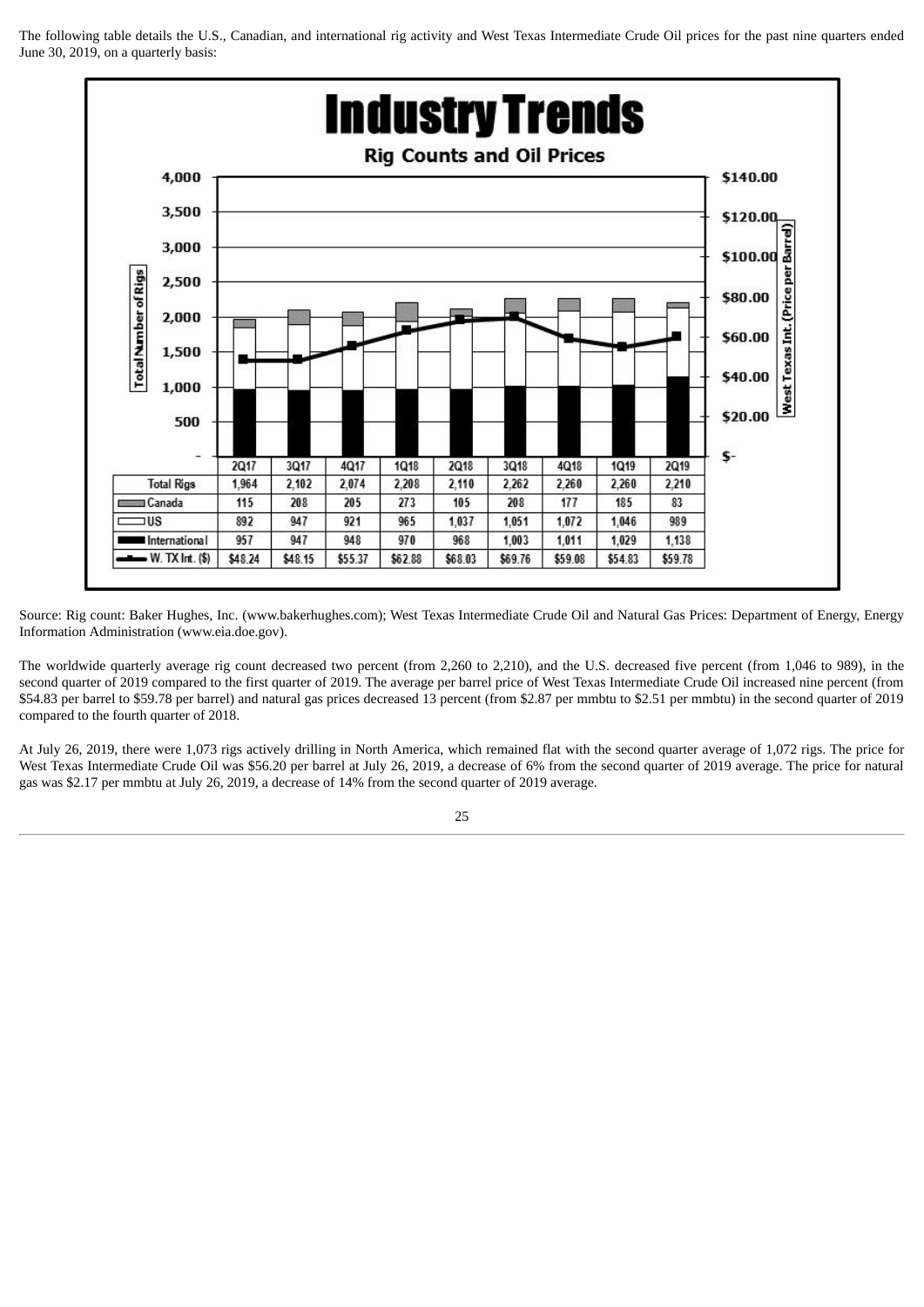The following table details the U.S., Canadian, and international rig activity and West Texas Intermediate Crude Oil prices for the past nine quarters ended June 30, 2019, on a quarterly basis:

**Industry Trends**

**Rig Counts and Oil Prices**

| | 2Q17 | 3Q17 | 4Q17 | 1Q18 | 2Q18 | 3Q18 | 4Q18 | 1Q19 | 2Q19 |
|---|---|---|---|---|---|---|---|---|---|
| Total Rigs | 1,964 | 2,102 | 2,074 | 2,208 | 2,110 | 2,262 | 2,260 | 2,260 | 2,210 |
| Canada | 115 | 208 | 205 | 273 | 105 | 208 | 177 | 185 | 83 |
| US | 892 | 947 | 921 | 965 | 1,037 | 1,051 | 1,072 | 1,046 | 989 |
| International | 957 | 947 | 948 | 970 | 968 | 1,003 | 1,011 | 1,029 | 1,138 |
| W. TX Int. ($) | $48.24 | $48.15 | $55.37 | $62.88 | $68.03 | $69.76 | $59.08 | $54.83 | $59.78 |

Source: Rig count: Baker Hughes, Inc. (www.bakerhughes.com); West Texas Intermediate Crude Oil and Natural Gas Prices: Department of Energy, Energy Information Administration (www.eia.doe.gov).

The worldwide quarterly average rig count decreased two percent (from 2,260 to 2,210), and the U.S. decreased five percent (from 1,046 to 989), in the second quarter of 2019 compared to the first quarter of 2019. The average per barrel price of West Texas Intermediate Crude Oil increased nine percent (from $54.83 per barrel to $59.78 per barrel) and natural gas prices decreased 13 percent (from $2.87 per mmbtu to $2.51 per mmbtu) in the second quarter of 2019 compared to the fourth quarter of 2018.

At July 26, 2019, there were 1,073 rigs actively drilling in North America, which remained flat with the second quarter average of 1,072 rigs. The price for West Texas Intermediate Crude Oil was $56.20 per barrel at July 26, 2019, a decrease of 6% from the second quarter of 2019 average. The price for natural gas was $2.17 per mmbtu at July 26, 2019, a decrease of 14% from the second quarter of 2019 average.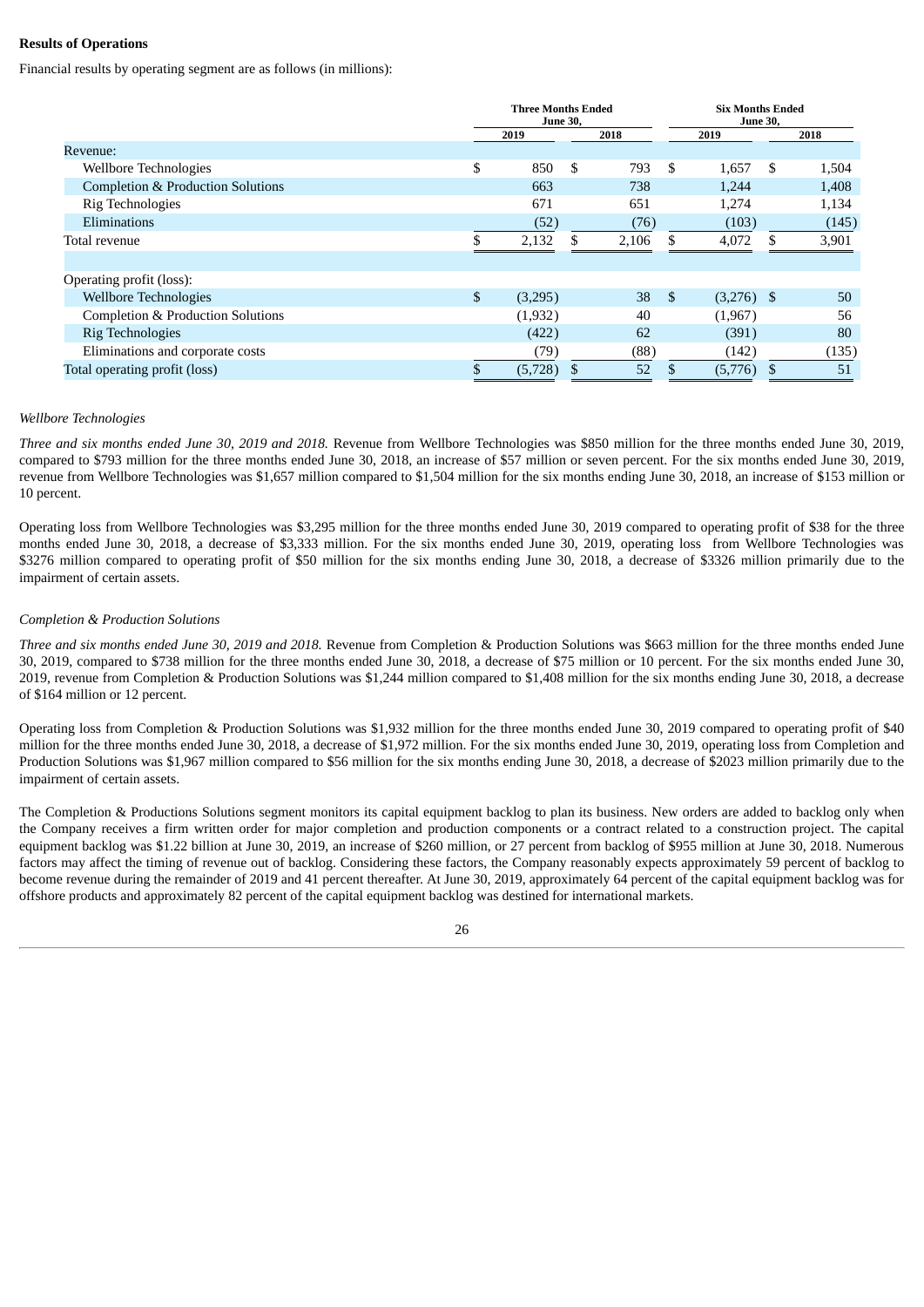**Results of Operations**

Financial results by operating segment are as follows (in millions):

| | Three Months Ended June 30, | | Six Months Ended June 30, | |
|---|---|---|---|---|
| | 2019 | 2018 | 2019 | 2018 |
| Revenue: | | | | |
| Wellbore Technologies | $ 850 | $ 793 | $ 1,657 | $ 1,504 |
| Completion & Production Solutions | 663 | 738 | 1,244 | 1,408 |
| Rig Technologies | 671 | 651 | 1,274 | 1,134 |
| Eliminations | (52) | (76) | (103) | (145) |
| Total revenue | $ 2,132 | $ 2,106 | $ 4,072 | $ 3,901 |
| | | | | |
| Operating profit (loss): | | | | |
| Wellbore Technologies | $ (3,295) | 38 | $ (3,276) | $ 50 |
| Completion & Production Solutions | (1,932) | 40 | (1,967) | 56 |
| Rig Technologies | (422) | 62 | (391) | 80 |
| Eliminations and corporate costs | (79) | (88) | (142) | (135) |
| Total operating profit (loss) | $ (5,728) | $ 52 | $ (5,776) | $ 51 |

*Wellbore Technologies*

*Three and six months ended June 30, 2019 and 2018.* Revenue from Wellbore Technologies was $850 million for the three months ended June 30, 2019, compared to $793 million for the three months ended June 30, 2018, an increase of $57 million or seven percent. For the six months ended June 30, 2019, revenue from Wellbore Technologies was $1,657 million compared to $1,504 million for the six months ending June 30, 2018, an increase of $153 million or 10 percent.

Operating loss from Wellbore Technologies was $3,295 million for the three months ended June 30, 2019 compared to operating profit of $38 for the three months ended June 30, 2018, a decrease of $3,333 million. For the six months ended June 30, 2019, operating loss from Wellbore Technologies was $3276 million compared to operating profit of $50 million for the six months ending June 30, 2018, a decrease of $3326 million primarily due to the impairment of certain assets.

*Completion & Production Solutions*

*Three and six months ended June 30, 2019 and 2018.* Revenue from Completion & Production Solutions was $663 million for the three months ended June 30, 2019, compared to $738 million for the three months ended June 30, 2018, a decrease of $75 million or 10 percent. For the six months ended June 30, 2019, revenue from Completion & Production Solutions was $1,244 million compared to $1,408 million for the six months ending June 30, 2018, a decrease of $164 million or 12 percent.

Operating loss from Completion & Production Solutions was $1,932 million for the three months ended June 30, 2019 compared to operating profit of $40 million for the three months ended June 30, 2018, a decrease of $1,972 million. For the six months ended June 30, 2019, operating loss from Completion and Production Solutions was $1,967 million compared to $56 million for the six months ending June 30, 2018, a decrease of $2023 million primarily due to the impairment of certain assets.

The Completion & Productions Solutions segment monitors its capital equipment backlog to plan its business. New orders are added to backlog only when the Company receives a firm written order for major completion and production components or a contract related to a construction project. The capital equipment backlog was $1.22 billion at June 30, 2019, an increase of $260 million, or 27 percent from backlog of $955 million at June 30, 2018. Numerous factors may affect the timing of revenue out of backlog. Considering these factors, the Company reasonably expects approximately 59 percent of backlog to become revenue during the remainder of 2019 and 41 percent thereafter. At June 30, 2019, approximately 64 percent of the capital equipment backlog was for offshore products and approximately 82 percent of the capital equipment backlog was destined for international markets.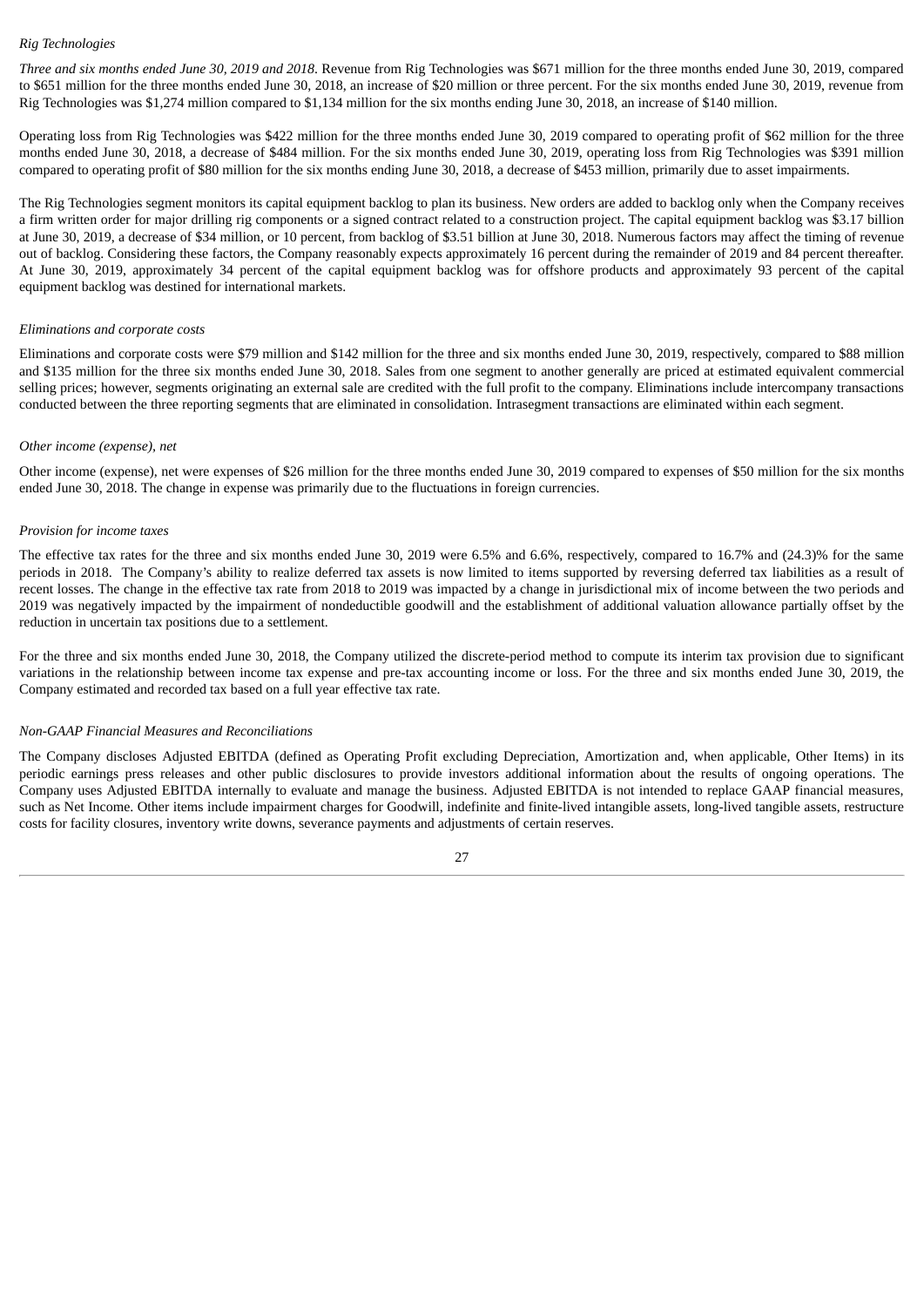*Rig Technologies*

*Three and six months ended June 30, 2019 and 2018*. Revenue from Rig Technologies was $671 million for the three months ended June 30, 2019, compared to $651 million for the three months ended June 30, 2018, an increase of $20 million or three percent. For the six months ended June 30, 2019, revenue from Rig Technologies was $1,274 million compared to $1,134 million for the six months ending June 30, 2018, an increase of $140 million.

Operating loss from Rig Technologies was $422 million for the three months ended June 30, 2019 compared to operating profit of $62 million for the three months ended June 30, 2018, a decrease of $484 million. For the six months ended June 30, 2019, operating loss from Rig Technologies was $391 million compared to operating profit of $80 million for the six months ending June 30, 2018, a decrease of $453 million, primarily due to asset impairments.

The Rig Technologies segment monitors its capital equipment backlog to plan its business. New orders are added to backlog only when the Company receives a firm written order for major drilling rig components or a signed contract related to a construction project. The capital equipment backlog was $3.17 billion at June 30, 2019, a decrease of $34 million, or 10 percent, from backlog of $3.51 billion at June 30, 2018. Numerous factors may affect the timing of revenue out of backlog. Considering these factors, the Company reasonably expects approximately 16 percent during the remainder of 2019 and 84 percent thereafter. At June 30, 2019, approximately 34 percent of the capital equipment backlog was for offshore products and approximately 93 percent of the capital equipment backlog was destined for international markets.

*Eliminations and corporate costs*

Eliminations and corporate costs were $79 million and $142 million for the three and six months ended June 30, 2019, respectively, compared to $88 million and $135 million for the three six months ended June 30, 2018. Sales from one segment to another generally are priced at estimated equivalent commercial selling prices; however, segments originating an external sale are credited with the full profit to the company. Eliminations include intercompany transactions conducted between the three reporting segments that are eliminated in consolidation. Intrasegment transactions are eliminated within each segment.

*Other income (expense), net*

Other income (expense), net were expenses of $26 million for the three months ended June 30, 2019 compared to expenses of $50 million for the six months ended June 30, 2018. The change in expense was primarily due to the fluctuations in foreign currencies.

*Provision for income taxes*

The effective tax rates for the three and six months ended June 30, 2019 were 6.5% and 6.6%, respectively, compared to 16.7% and (24.3)% for the same periods in 2018. The Company's ability to realize deferred tax assets is now limited to items supported by reversing deferred tax liabilities as a result of recent losses. The change in the effective tax rate from 2018 to 2019 was impacted by a change in jurisdictional mix of income between the two periods and 2019 was negatively impacted by the impairment of nondeductible goodwill and the establishment of additional valuation allowance partially offset by the reduction in uncertain tax positions due to a settlement.

For the three and six months ended June 30, 2018, the Company utilized the discrete-period method to compute its interim tax provision due to significant variations in the relationship between income tax expense and pre-tax accounting income or loss. For the three and six months ended June 30, 2019, the Company estimated and recorded tax based on a full year effective tax rate.

*Non-GAAP Financial Measures and Reconciliations*

The Company discloses Adjusted EBITDA (defined as Operating Profit excluding Depreciation, Amortization and, when applicable, Other Items) in its periodic earnings press releases and other public disclosures to provide investors additional information about the results of ongoing operations. The Company uses Adjusted EBITDA internally to evaluate and manage the business. Adjusted EBITDA is not intended to replace GAAP financial measures, such as Net Income. Other items include impairment charges for Goodwill, indefinite and finite-lived intangible assets, long-lived tangible assets, restructure costs for facility closures, inventory write downs, severance payments and adjustments of certain reserves.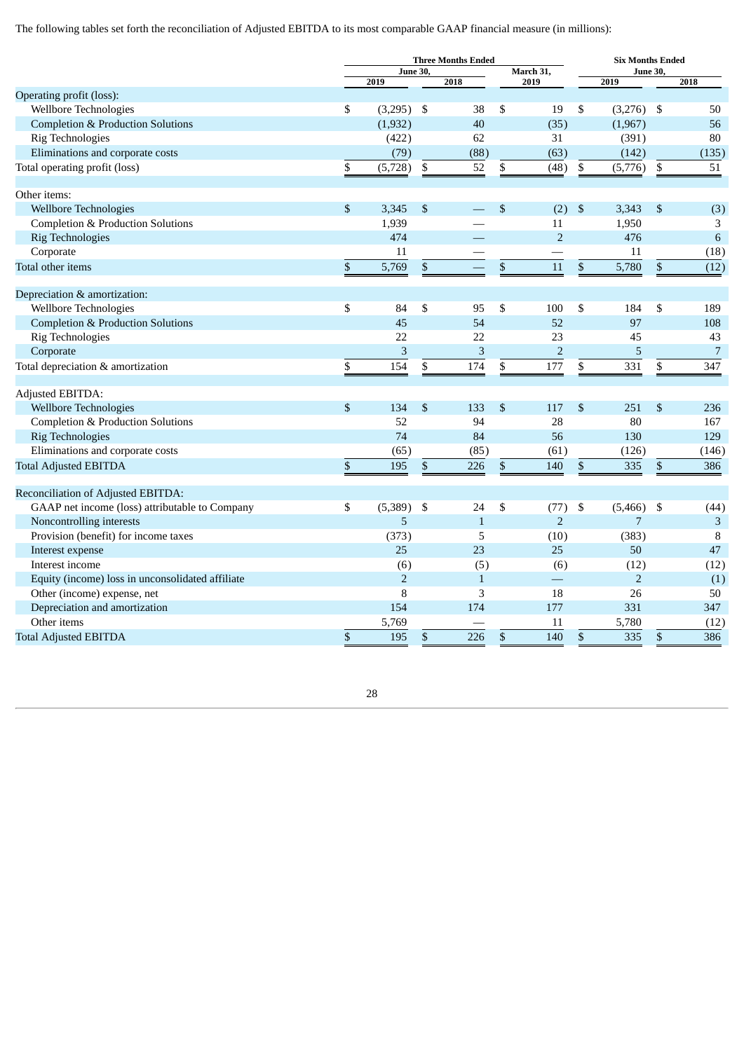The following tables set forth the reconciliation of Adjusted EBITDA to its most comparable GAAP financial measure (in millions):

| | Three Months Ended | | | Six Months Ended | |
|---|---|---|---|---|---|
| | June 30, | | March 31, | June 30, | |
| | 2019 | 2018 | 2019 | 2019 | 2018 |
| Operating profit (loss): | | | | | |
| Wellbore Technologies | $ (3,295) | $ 38 | $ 19 | $ (3,276) | $ 50 |
| Completion & Production Solutions | (1,932) | 40 | (35) | (1,967) | 56 |
| Rig Technologies | (422) | 62 | 31 | (391) | 80 |
| Eliminations and corporate costs | (79) | (88) | (63) | (142) | (135) |
| Total operating profit (loss) | $ (5,728) | $ 52 | $ (48) | $ (5,776) | $ 51 |
| | | | | | |
| Other items: | | | | | |
| Wellbore Technologies | $ 3,345 | $ — | $ (2) | $ 3,343 | $ (3) |
| Completion & Production Solutions | 1,939 | — | 11 | 1,950 | 3 |
| Rig Technologies | 474 | — | 2 | 476 | 6 |
| Corporate | 11 | — | — | 11 | (18) |
| Total other items | $ 5,769 | $ — | $ 11 | $ 5,780 | $ (12) |
| | | | | | |
| Depreciation & amortization: | | | | | |
| Wellbore Technologies | $ 84 | $ 95 | $ 100 | $ 184 | $ 189 |
| Completion & Production Solutions | 45 | 54 | 52 | 97 | 108 |
| Rig Technologies | 22 | 22 | 23 | 45 | 43 |
| Corporate | 3 | 3 | 2 | 5 | 7 |
| Total depreciation & amortization | $ 154 | $ 174 | $ 177 | $ 331 | $ 347 |
| | | | | | |
| Adjusted EBITDA: | | | | | |
| Wellbore Technologies | $ 134 | $ 133 | $ 117 | $ 251 | $ 236 |
| Completion & Production Solutions | 52 | 94 | 28 | 80 | 167 |
| Rig Technologies | 74 | 84 | 56 | 130 | 129 |
| Eliminations and corporate costs | (65) | (85) | (61) | (126) | (146) |
| Total Adjusted EBITDA | $ 195 | $ 226 | $ 140 | $ 335 | $ 386 |
| | | | | | |
| Reconciliation of Adjusted EBITDA: | | | | | |
| GAAP net income (loss) attributable to Company | $ (5,389) | $ 24 | $ (77) | $ (5,466) | $ (44) |
| Noncontrolling interests | 5 | 1 | 2 | 7 | 3 |
| Provision (benefit) for income taxes | (373) | 5 | (10) | (383) | 8 |
| Interest expense | 25 | 23 | 25 | 50 | 47 |
| Interest income | (6) | (5) | (6) | (12) | (12) |
| Equity (income) loss in unconsolidated affiliate | 2 | 1 | — | 2 | (1) |
| Other (income) expense, net | 8 | 3 | 18 | 26 | 50 |
| Depreciation and amortization | 154 | 174 | 177 | 331 | 347 |
| Other items | 5,769 | — | 11 | 5,780 | (12) |
| Total Adjusted EBITDA | $ 195 | $ 226 | $ 140 | $ 335 | $ 386 |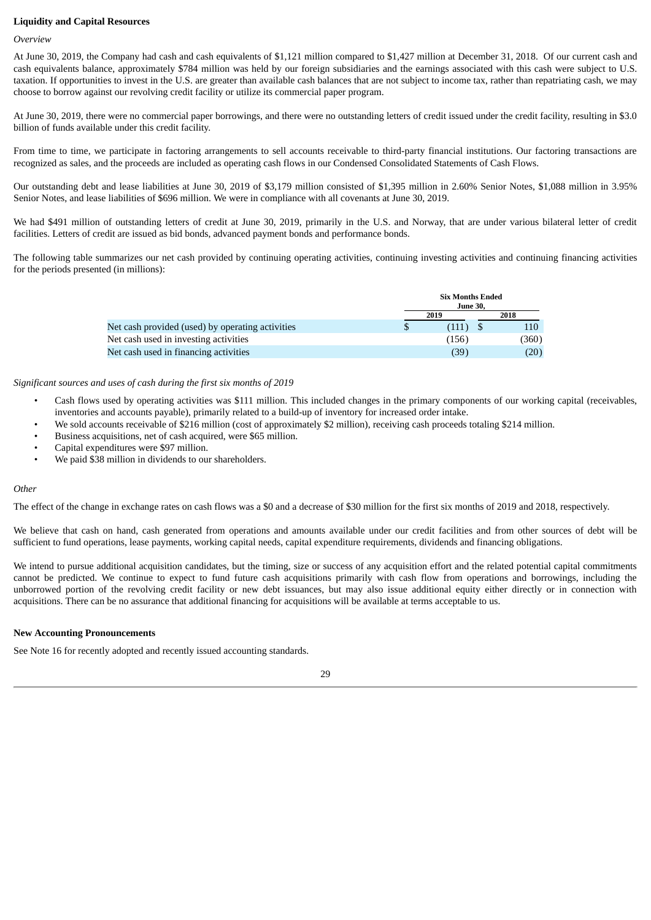**Liquidity and Capital Resources**

*Overview*

At June 30, 2019, the Company had cash and cash equivalents of $1,121 million compared to $1,427 million at December 31, 2018. Of our current cash and cash equivalents balance, approximately $784 million was held by our foreign subsidiaries and the earnings associated with this cash were subject to U.S. taxation. If opportunities to invest in the U.S. are greater than available cash balances that are not subject to income tax, rather than repatriating cash, we may choose to borrow against our revolving credit facility or utilize its commercial paper program.

At June 30, 2019, there were no commercial paper borrowings, and there were no outstanding letters of credit issued under the credit facility, resulting in $3.0 billion of funds available under this credit facility.

From time to time, we participate in factoring arrangements to sell accounts receivable to third-party financial institutions. Our factoring transactions are recognized as sales, and the proceeds are included as operating cash flows in our Condensed Consolidated Statements of Cash Flows.

Our outstanding debt and lease liabilities at June 30, 2019 of $3,179 million consisted of $1,395 million in 2.60% Senior Notes, $1,088 million in 3.95% Senior Notes, and lease liabilities of $696 million. We were in compliance with all covenants at June 30, 2019.

We had $491 million of outstanding letters of credit at June 30, 2019, primarily in the U.S. and Norway, that are under various bilateral letter of credit facilities. Letters of credit are issued as bid bonds, advanced payment bonds and performance bonds.

The following table summarizes our net cash provided by continuing operating activities, continuing investing activities and continuing financing activities for the periods presented (in millions):

| | Six Months Ended June 30, | |
|---|---|---|
| | 2019 | 2018 |
| Net cash provided (used) by operating activities | $ (111) | $ 110 |
| Net cash used in investing activities | (156) | (360) |
| Net cash used in financing activities | (39) | (20) |

*Significant sources and uses of cash during the first six months of 2019*

- Cash flows used by operating activities was $111 million. This included changes in the primary components of our working capital (receivables, inventories and accounts payable), primarily related to a build-up of inventory for increased order intake.
- We sold accounts receivable of $216 million (cost of approximately $2 million), receiving cash proceeds totaling $214 million.
- Business acquisitions, net of cash acquired, were $65 million.
- Capital expenditures were $97 million.
- We paid $38 million in dividends to our shareholders.

*Other*

The effect of the change in exchange rates on cash flows was a $0 and a decrease of $30 million for the first six months of 2019 and 2018, respectively.

We believe that cash on hand, cash generated from operations and amounts available under our credit facilities and from other sources of debt will be sufficient to fund operations, lease payments, working capital needs, capital expenditure requirements, dividends and financing obligations.

We intend to pursue additional acquisition candidates, but the timing, size or success of any acquisition effort and the related potential capital commitments cannot be predicted. We continue to expect to fund future cash acquisitions primarily with cash flow from operations and borrowings, including the unborrowed portion of the revolving credit facility or new debt issuances, but may also issue additional equity either directly or in connection with acquisitions. There can be no assurance that additional financing for acquisitions will be available at terms acceptable to us.

**New Accounting Pronouncements**

See Note 16 for recently adopted and recently issued accounting standards.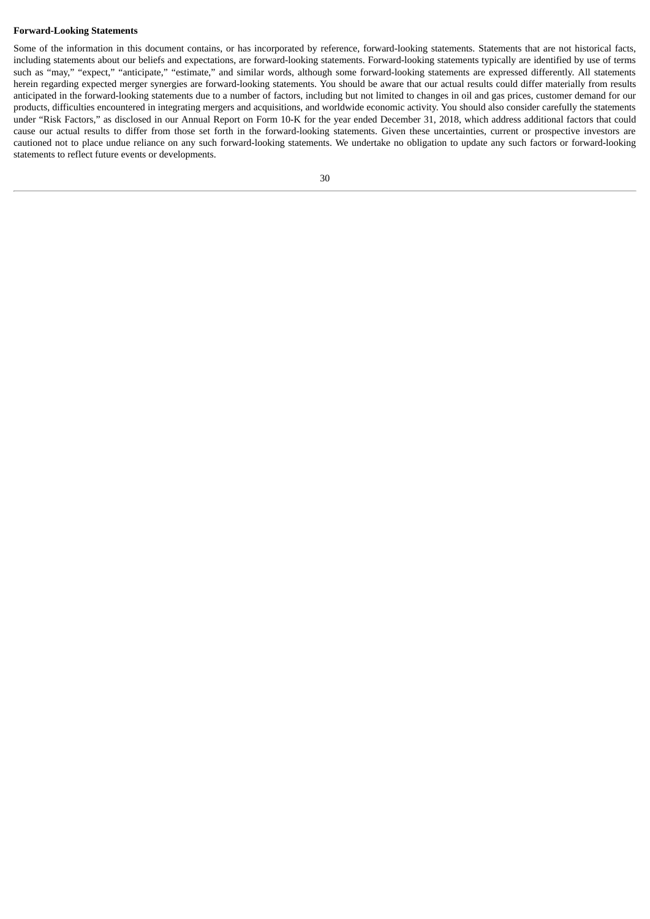**Forward-Looking Statements**

Some of the information in this document contains, or has incorporated by reference, forward-looking statements. Statements that are not historical facts, including statements about our beliefs and expectations, are forward-looking statements. Forward-looking statements typically are identified by use of terms such as "may," "expect," "anticipate," "estimate," and similar words, although some forward-looking statements are expressed differently. All statements herein regarding expected merger synergies are forward-looking statements. You should be aware that our actual results could differ materially from results anticipated in the forward-looking statements due to a number of factors, including but not limited to changes in oil and gas prices, customer demand for our products, difficulties encountered in integrating mergers and acquisitions, and worldwide economic activity. You should also consider carefully the statements under "Risk Factors," as disclosed in our Annual Report on Form 10-K for the year ended December 31, 2018, which address additional factors that could cause our actual results to differ from those set forth in the forward-looking statements. Given these uncertainties, current or prospective investors are cautioned not to place undue reliance on any such forward-looking statements. We undertake no obligation to update any such factors or forward-looking statements to reflect future events or developments.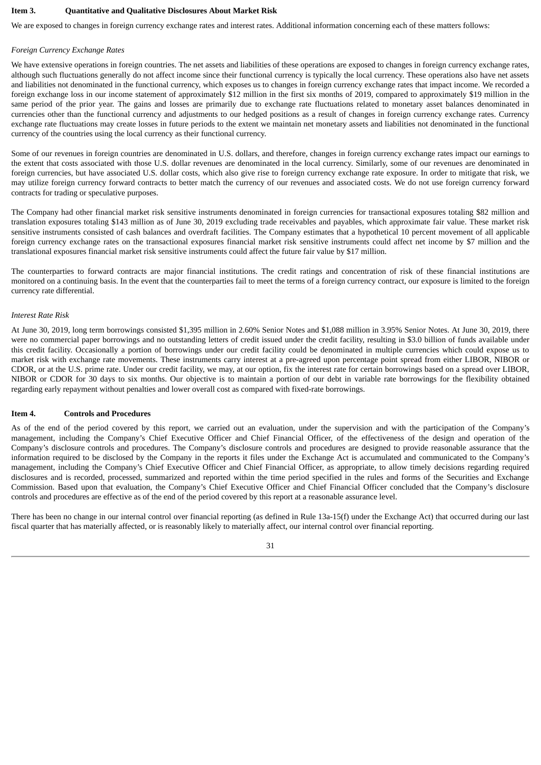## Item 3. Quantitative and Qualitative Disclosures About Market Risk

We are exposed to changes in foreign currency exchange rates and interest rates. Additional information concerning each of these matters follows:

*Foreign Currency Exchange Rates*

We have extensive operations in foreign countries. The net assets and liabilities of these operations are exposed to changes in foreign currency exchange rates, although such fluctuations generally do not affect income since their functional currency is typically the local currency. These operations also have net assets and liabilities not denominated in the functional currency, which exposes us to changes in foreign currency exchange rates that impact income. We recorded a foreign exchange loss in our income statement of approximately $12 million in the first six months of 2019, compared to approximately $19 million in the same period of the prior year. The gains and losses are primarily due to exchange rate fluctuations related to monetary asset balances denominated in currencies other than the functional currency and adjustments to our hedged positions as a result of changes in foreign currency exchange rates. Currency exchange rate fluctuations may create losses in future periods to the extent we maintain net monetary assets and liabilities not denominated in the functional currency of the countries using the local currency as their functional currency.

Some of our revenues in foreign countries are denominated in U.S. dollars, and therefore, changes in foreign currency exchange rates impact our earnings to the extent that costs associated with those U.S. dollar revenues are denominated in the local currency. Similarly, some of our revenues are denominated in foreign currencies, but have associated U.S. dollar costs, which also give rise to foreign currency exchange rate exposure. In order to mitigate that risk, we may utilize foreign currency forward contracts to better match the currency of our revenues and associated costs. We do not use foreign currency forward contracts for trading or speculative purposes.

The Company had other financial market risk sensitive instruments denominated in foreign currencies for transactional exposures totaling $82 million and translation exposures totaling $143 million as of June 30, 2019 excluding trade receivables and payables, which approximate fair value. These market risk sensitive instruments consisted of cash balances and overdraft facilities. The Company estimates that a hypothetical 10 percent movement of all applicable foreign currency exchange rates on the transactional exposures financial market risk sensitive instruments could affect net income by $7 million and the translational exposures financial market risk sensitive instruments could affect the future fair value by $17 million.

The counterparties to forward contracts are major financial institutions. The credit ratings and concentration of risk of these financial institutions are monitored on a continuing basis. In the event that the counterparties fail to meet the terms of a foreign currency contract, our exposure is limited to the foreign currency rate differential.

*Interest Rate Risk*

At June 30, 2019, long term borrowings consisted $1,395 million in 2.60% Senior Notes and $1,088 million in 3.95% Senior Notes. At June 30, 2019, there were no commercial paper borrowings and no outstanding letters of credit issued under the credit facility, resulting in $3.0 billion of funds available under this credit facility. Occasionally a portion of borrowings under our credit facility could be denominated in multiple currencies which could expose us to market risk with exchange rate movements. These instruments carry interest at a pre-agreed upon percentage point spread from either LIBOR, NIBOR or CDOR, or at the U.S. prime rate. Under our credit facility, we may, at our option, fix the interest rate for certain borrowings based on a spread over LIBOR, NIBOR or CDOR for 30 days to six months. Our objective is to maintain a portion of our debt in variable rate borrowings for the flexibility obtained regarding early repayment without penalties and lower overall cost as compared with fixed-rate borrowings.

## Item 4. Controls and Procedures

As of the end of the period covered by this report, we carried out an evaluation, under the supervision and with the participation of the Company's management, including the Company's Chief Executive Officer and Chief Financial Officer, of the effectiveness of the design and operation of the Company's disclosure controls and procedures. The Company's disclosure controls and procedures are designed to provide reasonable assurance that the information required to be disclosed by the Company in the reports it files under the Exchange Act is accumulated and communicated to the Company's management, including the Company's Chief Executive Officer and Chief Financial Officer, as appropriate, to allow timely decisions regarding required disclosures and is recorded, processed, summarized and reported within the time period specified in the rules and forms of the Securities and Exchange Commission. Based upon that evaluation, the Company's Chief Executive Officer and Chief Financial Officer concluded that the Company's disclosure controls and procedures are effective as of the end of the period covered by this report at a reasonable assurance level.

There has been no change in our internal control over financial reporting (as defined in Rule 13a-15(f) under the Exchange Act) that occurred during our last fiscal quarter that has materially affected, or is reasonably likely to materially affect, our internal control over financial reporting.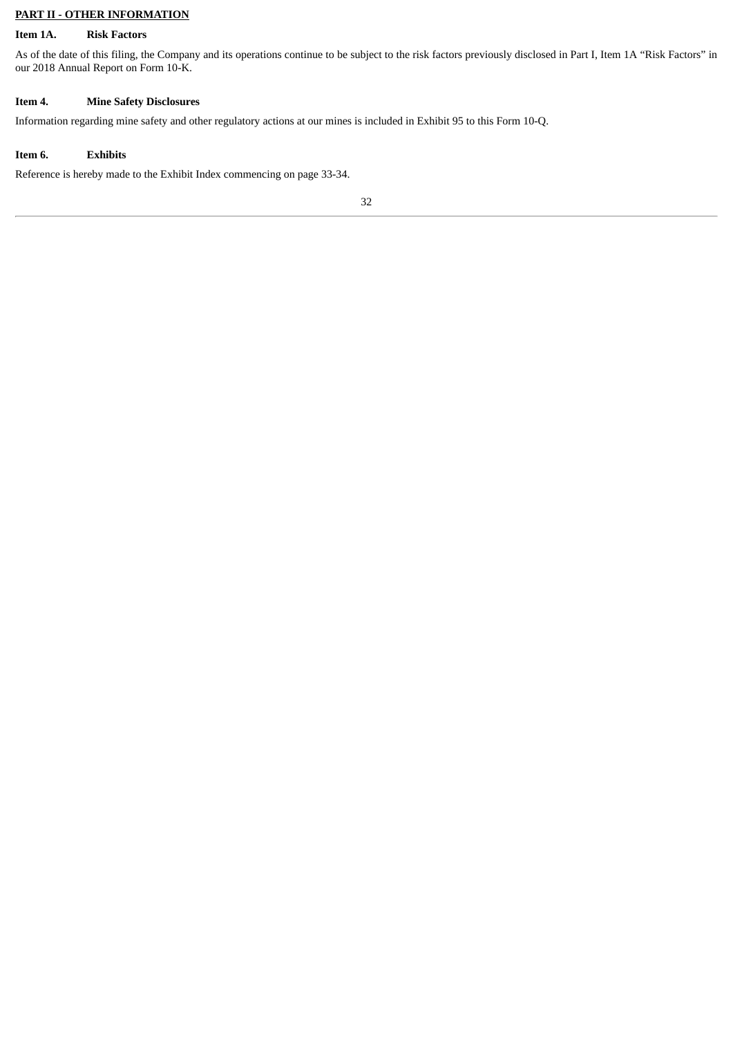## PART II - OTHER INFORMATION

### Item 1A. Risk Factors

As of the date of this filing, the Company and its operations continue to be subject to the risk factors previously disclosed in Part I, Item 1A "Risk Factors" in our 2018 Annual Report on Form 10-K.

### Item 4. Mine Safety Disclosures

Information regarding mine safety and other regulatory actions at our mines is included in Exhibit 95 to this Form 10-Q.

### Item 6. Exhibits

Reference is hereby made to the Exhibit Index commencing on page 33-34.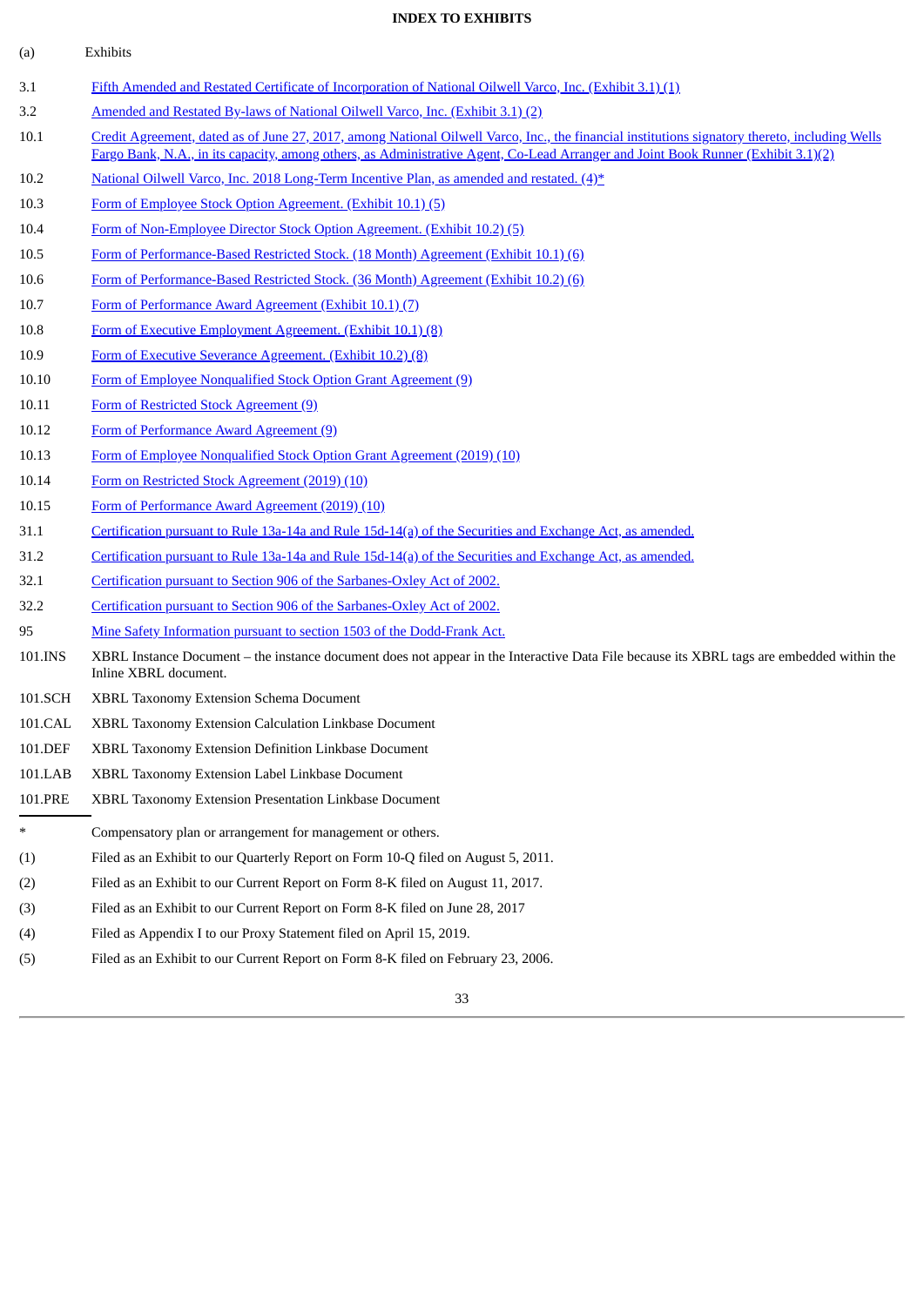# INDEX TO EXHIBITS

(a) Exhibits

| | |
|---|---|
| 3.1 | Fifth Amended and Restated Certificate of Incorporation of National Oilwell Varco, Inc. (Exhibit 3.1) (1) |
| 3.2 | Amended and Restated By-laws of National Oilwell Varco, Inc. (Exhibit 3.1) (2) |
| 10.1 | Credit Agreement, dated as of June 27, 2017, among National Oilwell Varco, Inc., the financial institutions signatory thereto, including Wells Fargo Bank, N.A., in its capacity, among others, as Administrative Agent, Co-Lead Arranger and Joint Book Runner (Exhibit 3.1)(2) |
| 10.2 | National Oilwell Varco, Inc. 2018 Long-Term Incentive Plan, as amended and restated. (4)* |
| 10.3 | Form of Employee Stock Option Agreement. (Exhibit 10.1) (5) |
| 10.4 | Form of Non-Employee Director Stock Option Agreement. (Exhibit 10.2) (5) |
| 10.5 | Form of Performance-Based Restricted Stock. (18 Month) Agreement (Exhibit 10.1) (6) |
| 10.6 | Form of Performance-Based Restricted Stock. (36 Month) Agreement (Exhibit 10.2) (6) |
| 10.7 | Form of Performance Award Agreement (Exhibit 10.1) (7) |
| 10.8 | Form of Executive Employment Agreement. (Exhibit 10.1) (8) |
| 10.9 | Form of Executive Severance Agreement. (Exhibit 10.2) (8) |
| 10.10 | Form of Employee Nonqualified Stock Option Grant Agreement (9) |
| 10.11 | Form of Restricted Stock Agreement (9) |
| 10.12 | Form of Performance Award Agreement (9) |
| 10.13 | Form of Employee Nonqualified Stock Option Grant Agreement (2019) (10) |
| 10.14 | Form on Restricted Stock Agreement (2019) (10) |
| 10.15 | Form of Performance Award Agreement (2019) (10) |
| 31.1 | Certification pursuant to Rule 13a-14a and Rule 15d-14(a) of the Securities and Exchange Act, as amended. |
| 31.2 | Certification pursuant to Rule 13a-14a and Rule 15d-14(a) of the Securities and Exchange Act, as amended. |
| 32.1 | Certification pursuant to Section 906 of the Sarbanes-Oxley Act of 2002. |
| 32.2 | Certification pursuant to Section 906 of the Sarbanes-Oxley Act of 2002. |
| 95 | Mine Safety Information pursuant to section 1503 of the Dodd-Frank Act. |
| 101.INS | XBRL Instance Document – the instance document does not appear in the Interactive Data File because its XBRL tags are embedded within the Inline XBRL document. |
| 101.SCH | XBRL Taxonomy Extension Schema Document |
| 101.CAL | XBRL Taxonomy Extension Calculation Linkbase Document |
| 101.DEF | XBRL Taxonomy Extension Definition Linkbase Document |
| 101.LAB | XBRL Taxonomy Extension Label Linkbase Document |
| 101.PRE | XBRL Taxonomy Extension Presentation Linkbase Document |

---

| | |
|---|---|
| * | Compensatory plan or arrangement for management or others. |
| (1) | Filed as an Exhibit to our Quarterly Report on Form 10-Q filed on August 5, 2011. |
| (2) | Filed as an Exhibit to our Current Report on Form 8-K filed on August 11, 2017. |
| (3) | Filed as an Exhibit to our Current Report on Form 8-K filed on June 28, 2017 |
| (4) | Filed as Appendix I to our Proxy Statement filed on April 15, 2019. |
| (5) | Filed as an Exhibit to our Current Report on Form 8-K filed on February 23, 2006. |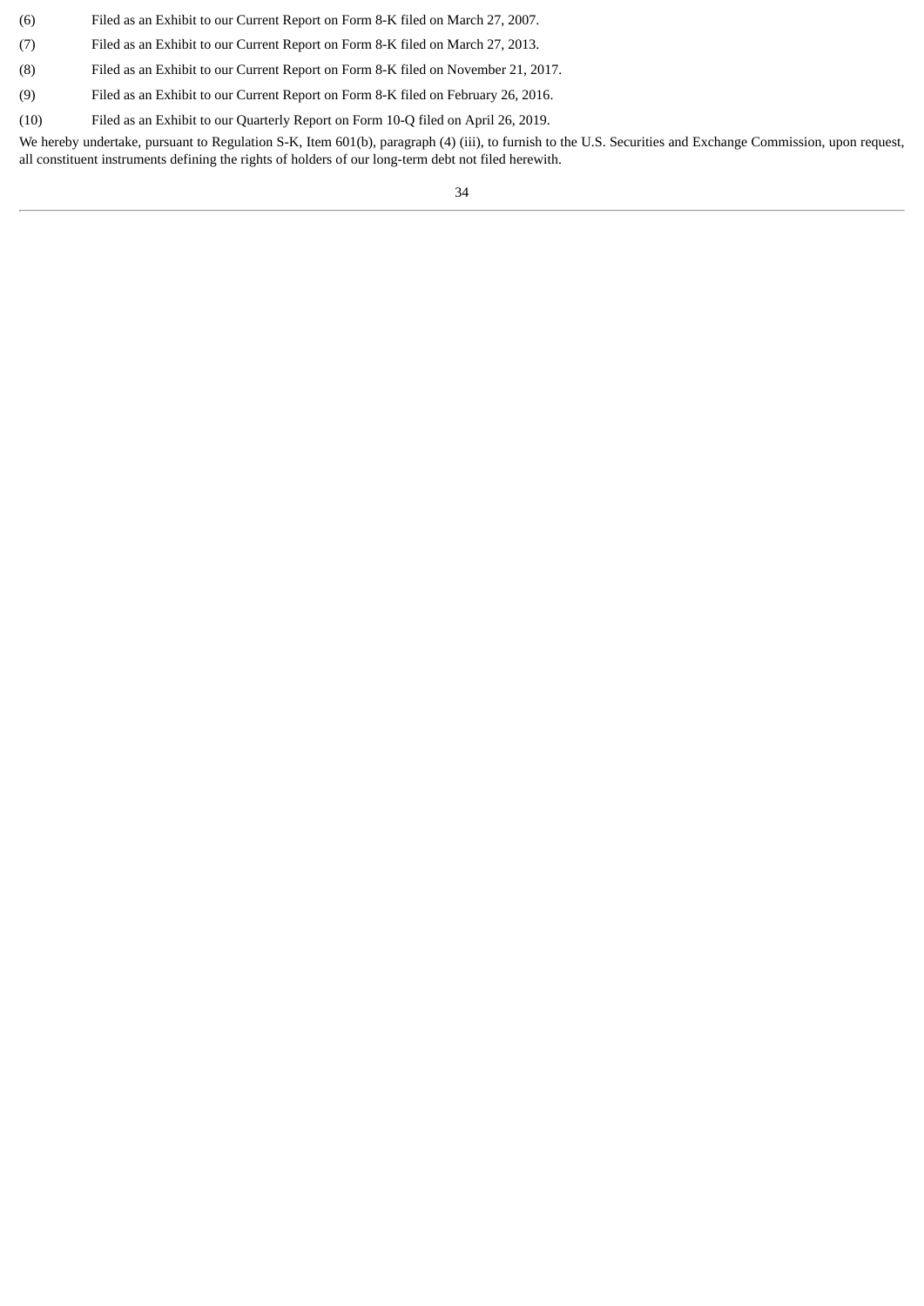(6) Filed as an Exhibit to our Current Report on Form 8-K filed on March 27, 2007.

(7) Filed as an Exhibit to our Current Report on Form 8-K filed on March 27, 2013.

(8) Filed as an Exhibit to our Current Report on Form 8-K filed on November 21, 2017.

(9) Filed as an Exhibit to our Current Report on Form 8-K filed on February 26, 2016.

(10) Filed as an Exhibit to our Quarterly Report on Form 10-Q filed on April 26, 2019.

We hereby undertake, pursuant to Regulation S-K, Item 601(b), paragraph (4) (iii), to furnish to the U.S. Securities and Exchange Commission, upon request, all constituent instruments defining the rights of holders of our long-term debt not filed herewith.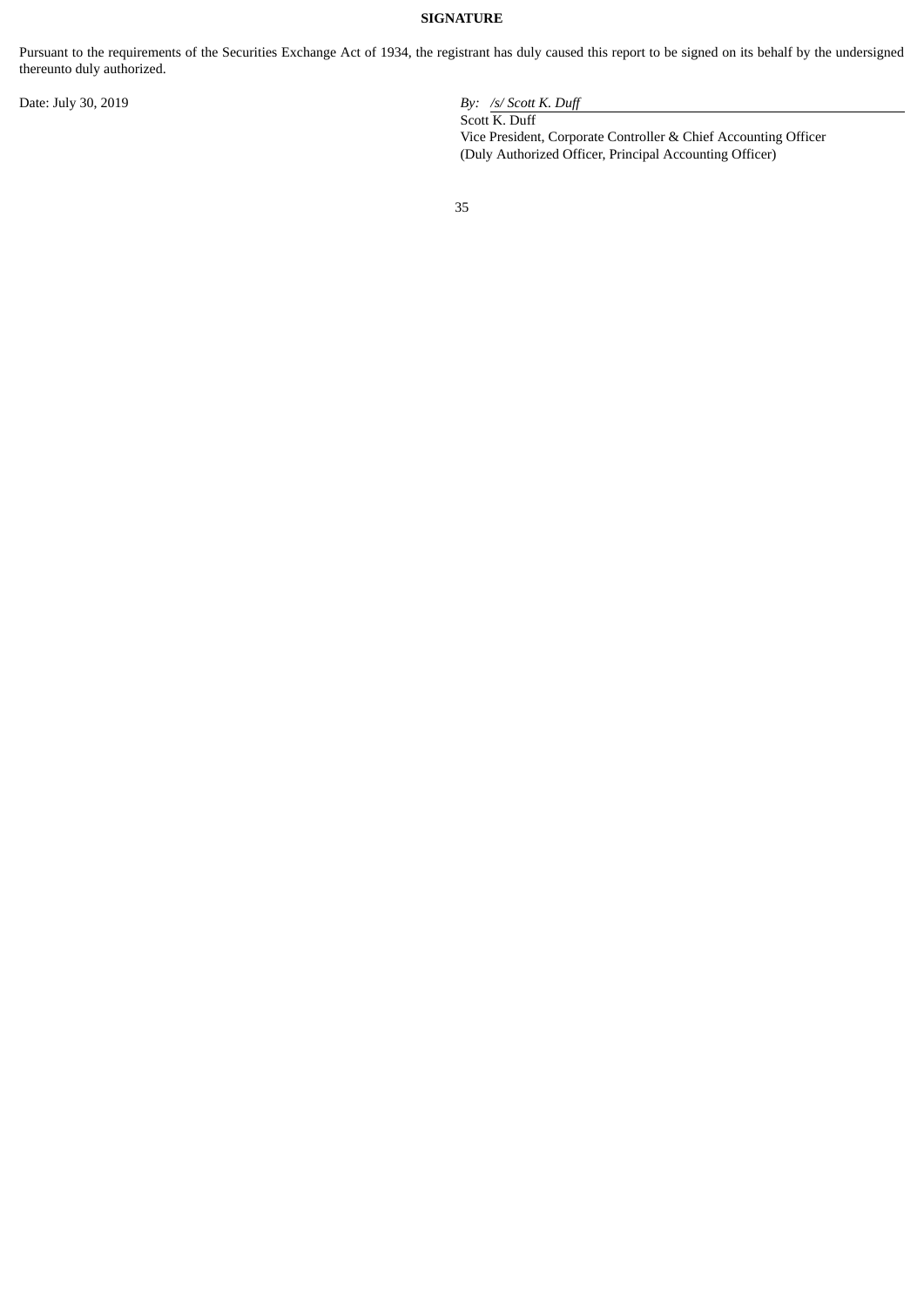**SIGNATURE**

Pursuant to the requirements of the Securities Exchange Act of 1934, the registrant has duly caused this report to be signed on its behalf by the undersigned thereunto duly authorized.

Date: July 30, 2019

*By: /s/ Scott K. Duff*

Scott K. Duff
Vice President, Corporate Controller & Chief Accounting Officer
(Duly Authorized Officer, Principal Accounting Officer)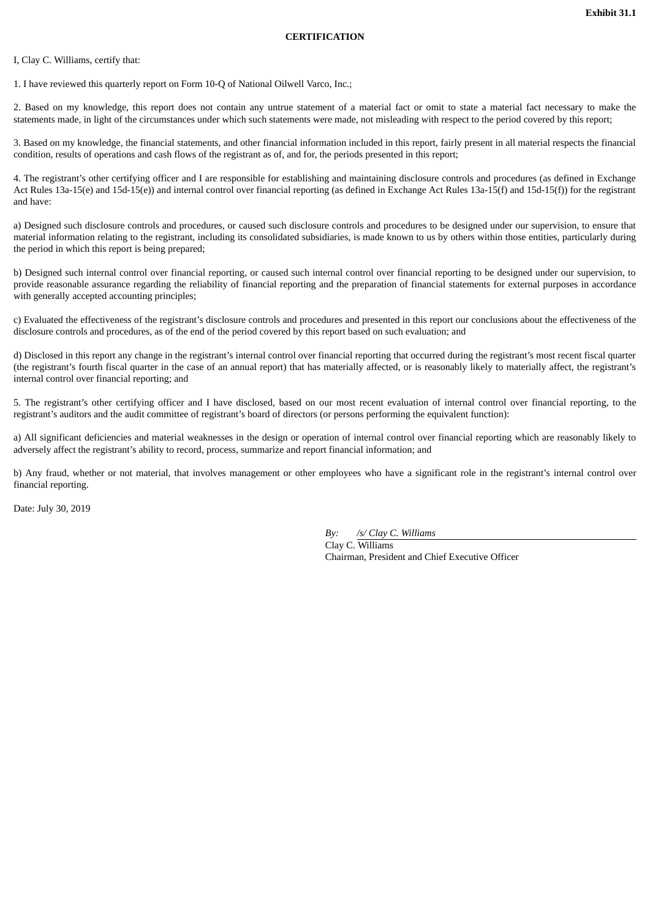**Exhibit 31.1**

**CERTIFICATION**

I, Clay C. Williams, certify that:

1. I have reviewed this quarterly report on Form 10-Q of National Oilwell Varco, Inc.;

2. Based on my knowledge, this report does not contain any untrue statement of a material fact or omit to state a material fact necessary to make the statements made, in light of the circumstances under which such statements were made, not misleading with respect to the period covered by this report;

3. Based on my knowledge, the financial statements, and other financial information included in this report, fairly present in all material respects the financial condition, results of operations and cash flows of the registrant as of, and for, the periods presented in this report;

4. The registrant's other certifying officer and I are responsible for establishing and maintaining disclosure controls and procedures (as defined in Exchange Act Rules 13a-15(e) and 15d-15(e)) and internal control over financial reporting (as defined in Exchange Act Rules 13a-15(f) and 15d-15(f)) for the registrant and have:

a) Designed such disclosure controls and procedures, or caused such disclosure controls and procedures to be designed under our supervision, to ensure that material information relating to the registrant, including its consolidated subsidiaries, is made known to us by others within those entities, particularly during the period in which this report is being prepared;

b) Designed such internal control over financial reporting, or caused such internal control over financial reporting to be designed under our supervision, to provide reasonable assurance regarding the reliability of financial reporting and the preparation of financial statements for external purposes in accordance with generally accepted accounting principles;

c) Evaluated the effectiveness of the registrant's disclosure controls and procedures and presented in this report our conclusions about the effectiveness of the disclosure controls and procedures, as of the end of the period covered by this report based on such evaluation; and

d) Disclosed in this report any change in the registrant's internal control over financial reporting that occurred during the registrant's most recent fiscal quarter (the registrant's fourth fiscal quarter in the case of an annual report) that has materially affected, or is reasonably likely to materially affect, the registrant's internal control over financial reporting; and

5. The registrant's other certifying officer and I have disclosed, based on our most recent evaluation of internal control over financial reporting, to the registrant's auditors and the audit committee of registrant's board of directors (or persons performing the equivalent function):

a) All significant deficiencies and material weaknesses in the design or operation of internal control over financial reporting which are reasonably likely to adversely affect the registrant's ability to record, process, summarize and report financial information; and

b) Any fraud, whether or not material, that involves management or other employees who have a significant role in the registrant's internal control over financial reporting.

Date: July 30, 2019

*By:* */s/ Clay C. Williams*
Clay C. Williams
Chairman, President and Chief Executive Officer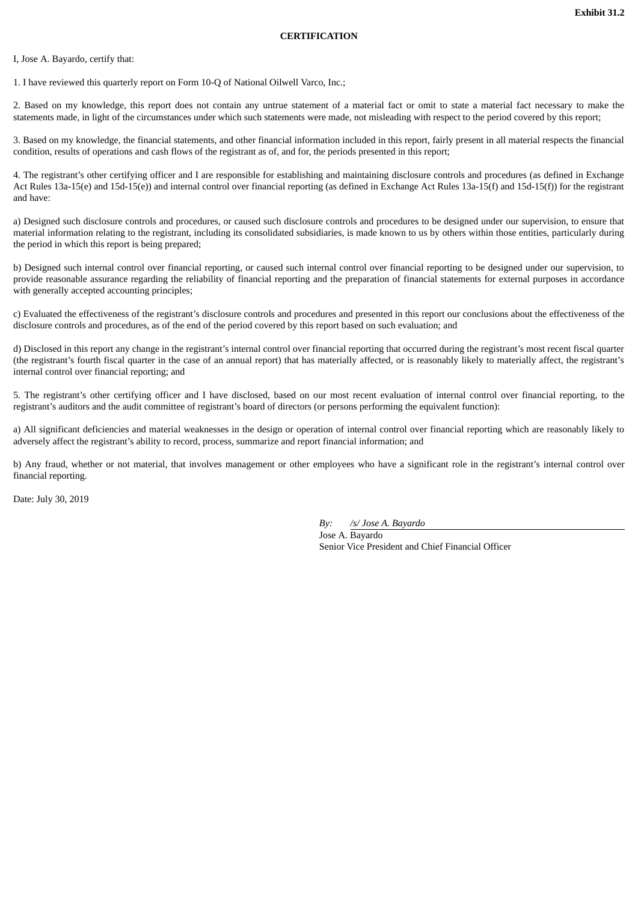**Exhibit 31.2**

**CERTIFICATION**

I, Jose A. Bayardo, certify that:

1. I have reviewed this quarterly report on Form 10-Q of National Oilwell Varco, Inc.;

2. Based on my knowledge, this report does not contain any untrue statement of a material fact or omit to state a material fact necessary to make the statements made, in light of the circumstances under which such statements were made, not misleading with respect to the period covered by this report;

3. Based on my knowledge, the financial statements, and other financial information included in this report, fairly present in all material respects the financial condition, results of operations and cash flows of the registrant as of, and for, the periods presented in this report;

4. The registrant's other certifying officer and I are responsible for establishing and maintaining disclosure controls and procedures (as defined in Exchange Act Rules 13a-15(e) and 15d-15(e)) and internal control over financial reporting (as defined in Exchange Act Rules 13a-15(f) and 15d-15(f)) for the registrant and have:

a) Designed such disclosure controls and procedures, or caused such disclosure controls and procedures to be designed under our supervision, to ensure that material information relating to the registrant, including its consolidated subsidiaries, is made known to us by others within those entities, particularly during the period in which this report is being prepared;

b) Designed such internal control over financial reporting, or caused such internal control over financial reporting to be designed under our supervision, to provide reasonable assurance regarding the reliability of financial reporting and the preparation of financial statements for external purposes in accordance with generally accepted accounting principles;

c) Evaluated the effectiveness of the registrant's disclosure controls and procedures and presented in this report our conclusions about the effectiveness of the disclosure controls and procedures, as of the end of the period covered by this report based on such evaluation; and

d) Disclosed in this report any change in the registrant's internal control over financial reporting that occurred during the registrant's most recent fiscal quarter (the registrant's fourth fiscal quarter in the case of an annual report) that has materially affected, or is reasonably likely to materially affect, the registrant's internal control over financial reporting; and

5. The registrant's other certifying officer and I have disclosed, based on our most recent evaluation of internal control over financial reporting, to the registrant's auditors and the audit committee of registrant's board of directors (or persons performing the equivalent function):

a) All significant deficiencies and material weaknesses in the design or operation of internal control over financial reporting which are reasonably likely to adversely affect the registrant's ability to record, process, summarize and report financial information; and

b) Any fraud, whether or not material, that involves management or other employees who have a significant role in the registrant's internal control over financial reporting.

Date: July 30, 2019

*By:* */s/ Jose A. Bayardo*
Jose A. Bayardo
Senior Vice President and Chief Financial Officer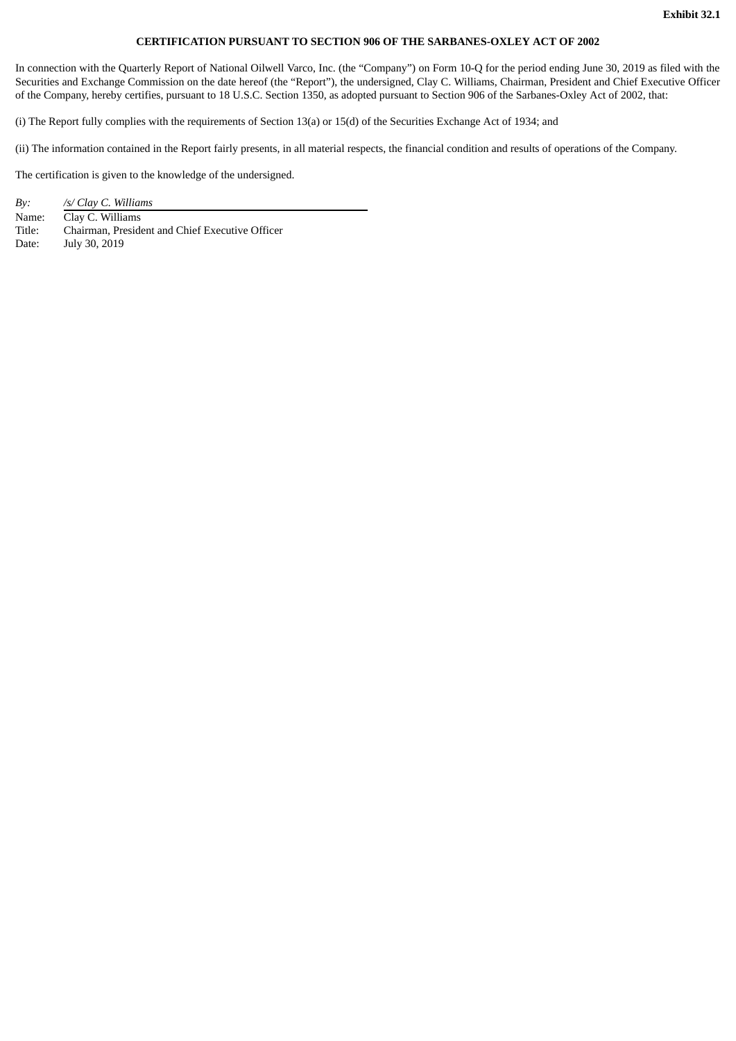**Exhibit 32.1**

**CERTIFICATION PURSUANT TO SECTION 906 OF THE SARBANES-OXLEY ACT OF 2002**

In connection with the Quarterly Report of National Oilwell Varco, Inc. (the “Company”) on Form 10-Q for the period ending June 30, 2019 as filed with the Securities and Exchange Commission on the date hereof (the “Report”), the undersigned, Clay C. Williams, Chairman, President and Chief Executive Officer of the Company, hereby certifies, pursuant to 18 U.S.C. Section 1350, as adopted pursuant to Section 906 of the Sarbanes-Oxley Act of 2002, that:

(i) The Report fully complies with the requirements of Section 13(a) or 15(d) of the Securities Exchange Act of 1934; and

(ii) The information contained in the Report fairly presents, in all material respects, the financial condition and results of operations of the Company.

The certification is given to the knowledge of the undersigned.

| | |
|---|---|
| *By:* | */s/ Clay C. Williams* |
| Name: | Clay C. Williams |
| Title: | Chairman, President and Chief Executive Officer |
| Date: | July 30, 2019 |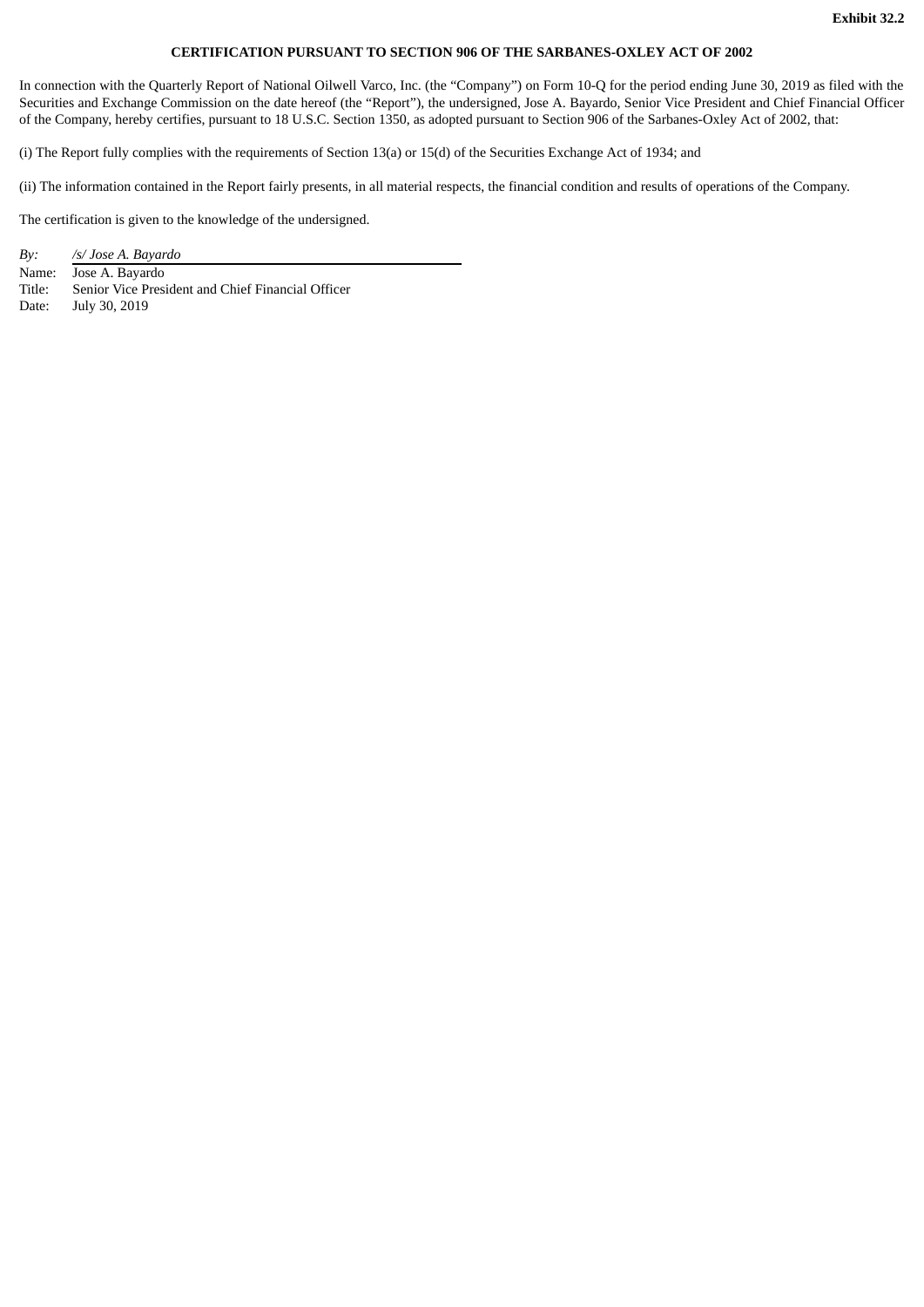**Exhibit 32.2**

**CERTIFICATION PURSUANT TO SECTION 906 OF THE SARBANES-OXLEY ACT OF 2002**

In connection with the Quarterly Report of National Oilwell Varco, Inc. (the "Company") on Form 10-Q for the period ending June 30, 2019 as filed with the Securities and Exchange Commission on the date hereof (the "Report"), the undersigned, Jose A. Bayardo, Senior Vice President and Chief Financial Officer of the Company, hereby certifies, pursuant to 18 U.S.C. Section 1350, as adopted pursuant to Section 906 of the Sarbanes-Oxley Act of 2002, that:

(i) The Report fully complies with the requirements of Section 13(a) or 15(d) of the Securities Exchange Act of 1934; and

(ii) The information contained in the Report fairly presents, in all material respects, the financial condition and results of operations of the Company.

The certification is given to the knowledge of the undersigned.

*By:* */s/ Jose A. Bayardo*
Name: Jose A. Bayardo
Title: Senior Vice President and Chief Financial Officer
Date: July 30, 2019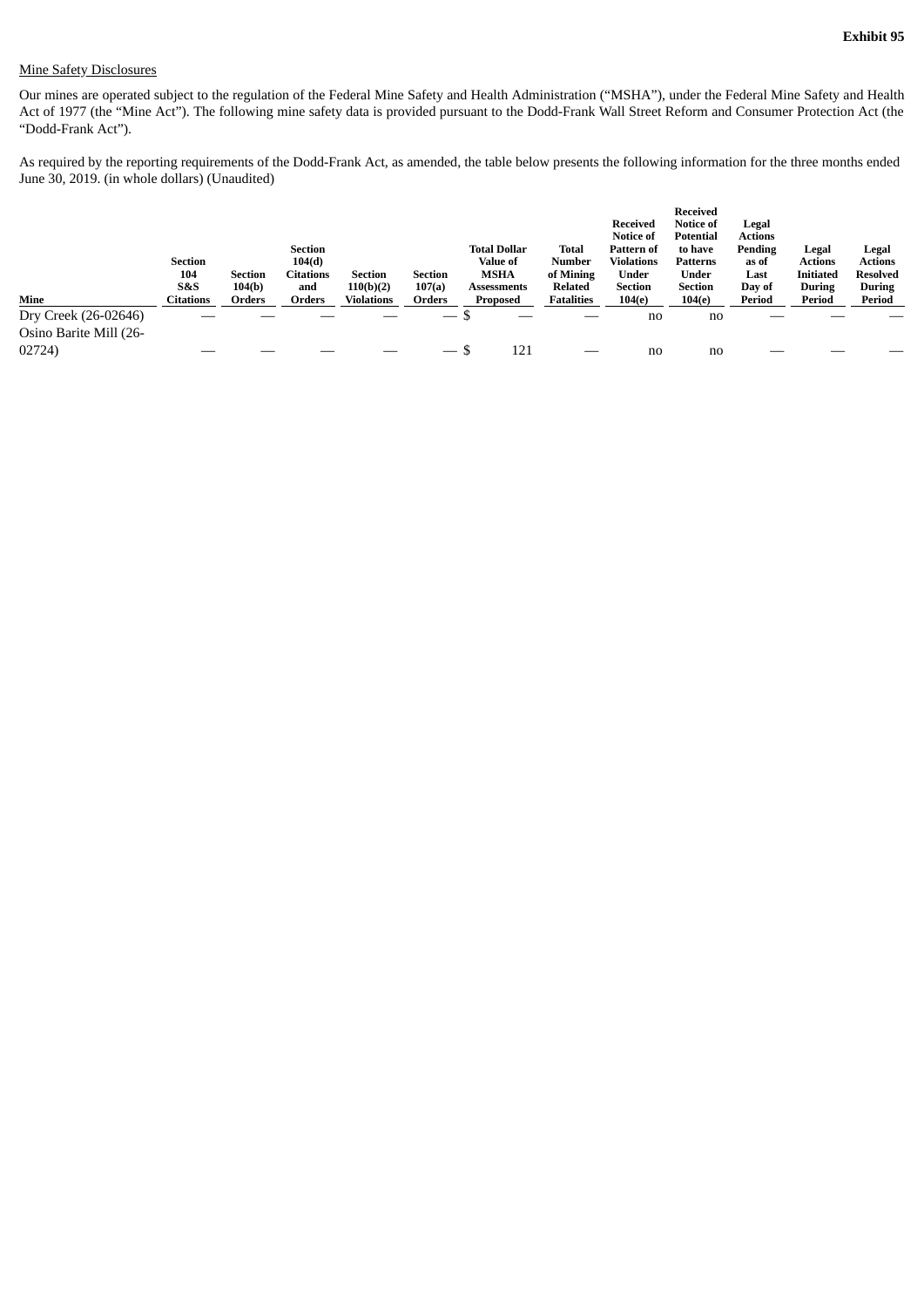**Exhibit 95**

Mine Safety Disclosures

Our mines are operated subject to the regulation of the Federal Mine Safety and Health Administration ("MSHA"), under the Federal Mine Safety and Health Act of 1977 (the "Mine Act"). The following mine safety data is provided pursuant to the Dodd-Frank Wall Street Reform and Consumer Protection Act (the "Dodd-Frank Act").

As required by the reporting requirements of the Dodd-Frank Act, as amended, the table below presents the following information for the three months ended June 30, 2019. (in whole dollars) (Unaudited)

| Mine | Section 104 S&S Citations | Section 104(b) Orders | Section 104(d) Citations and Orders | Section 110(b)(2) Violations | Section 107(a) Orders | Total Dollar Value of MSHA Assessments Proposed | Total Number of Mining Related Fatalities | Received Notice of Pattern of Violations Under Section 104(e) | Received Notice of Potential to have Patterns Under Section 104(e) | Legal Actions Pending as of Last Day of Period | Legal Actions Initiated During Period | Legal Actions Resolved During Period |
|---|---|---|---|---|---|---|---|---|---|---|---|---|
| Dry Creek (26-02646) | — | — | — | — | — | $ — | — | no | no | — | — | — |
| Osino Barite Mill (26-02724) | — | — | — | — | — | $ 121 | — | no | no | — | — | — |